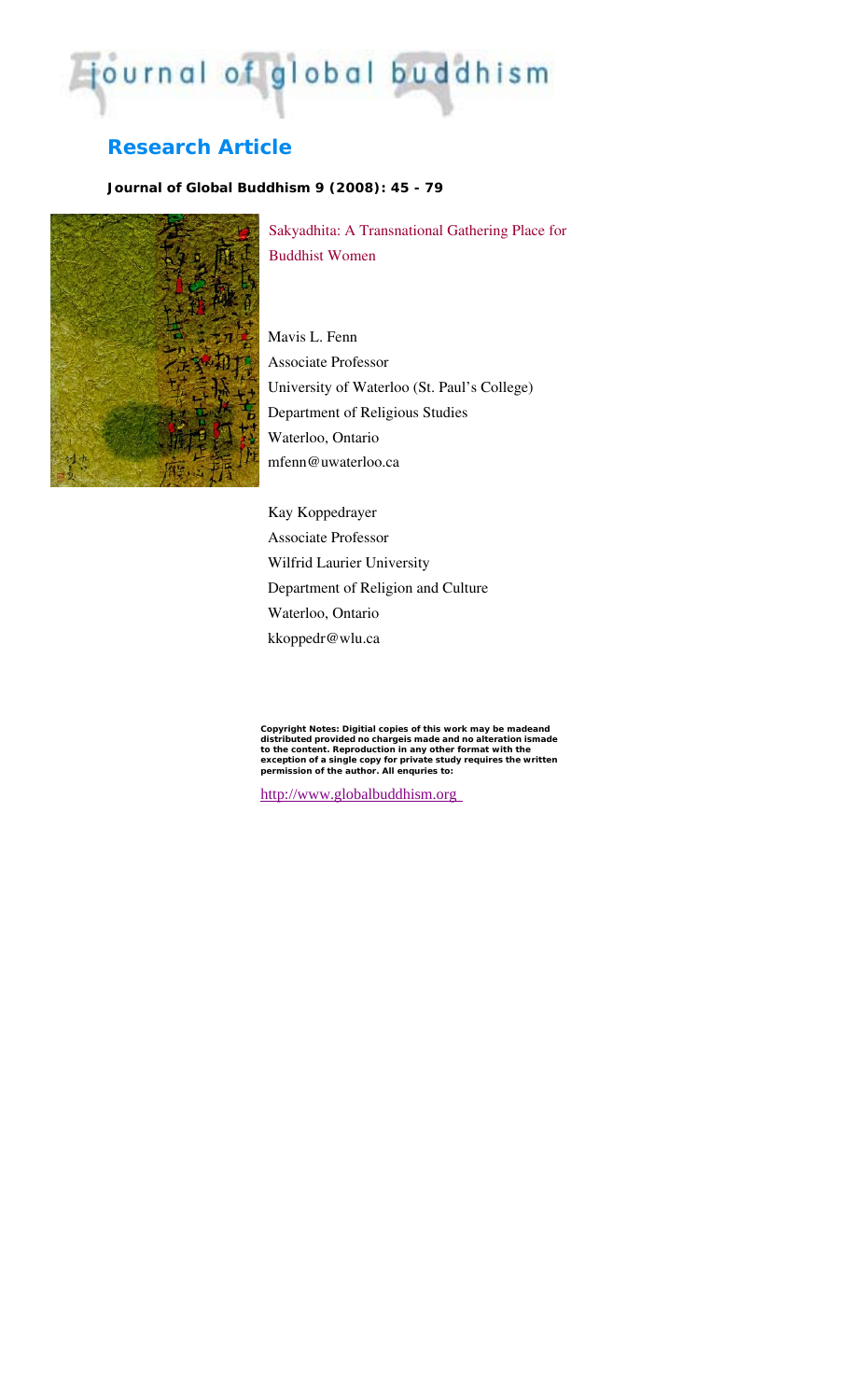# journal of global buddhism

## Research Article

**Journal of Global Buddhism 9 (2008): 45 - 79**

Sakyadhita: A Transnational Gathering Place for Buddhist Women

Mavis L. Fenn
Associate Professor
University of Waterloo (St. Paul's College)
Department of Religious Studies
Waterloo, Ontario
mfenn@uwaterloo.ca

Kay Koppedrayer
Associate Professor
Wilfrid Laurier University
Department of Religion and Culture
Waterloo, Ontario
kkoppedr@wlu.ca

**Copyright Notes: Digitial copies of this work may be madeand distributed provided no chargeis made and no alteration ismade to the content. Reproduction in any other format with the exception of a single copy for private study requires the written permission of the author. All enquries to:**

http://www.globalbuddhism.org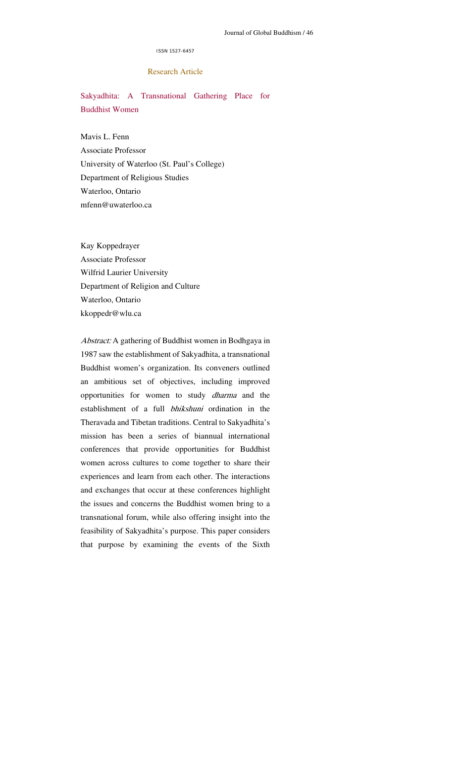ISSN 1527-6457

Research Article

# Sakyadhita: A Transnational Gathering Place for Buddhist Women

Mavis L. Fenn
Associate Professor
University of Waterloo (St. Paul's College)
Department of Religious Studies
Waterloo, Ontario
mfenn@uwaterloo.ca

Kay Koppedrayer
Associate Professor
Wilfrid Laurier University
Department of Religion and Culture
Waterloo, Ontario
kkoppedr@wlu.ca

*Abstract:* A gathering of Buddhist women in Bodhgaya in 1987 saw the establishment of Sakyadhita, a transnational Buddhist women's organization. Its conveners outlined an ambitious set of objectives, including improved opportunities for women to study *dharma* and the establishment of a full *bhikshuni* ordination in the Theravada and Tibetan traditions. Central to Sakyadhita's mission has been a series of biannual international conferences that provide opportunities for Buddhist women across cultures to come together to share their experiences and learn from each other. The interactions and exchanges that occur at these conferences highlight the issues and concerns the Buddhist women bring to a transnational forum, while also offering insight into the feasibility of Sakyadhita's purpose. This paper considers that purpose by examining the events of the Sixth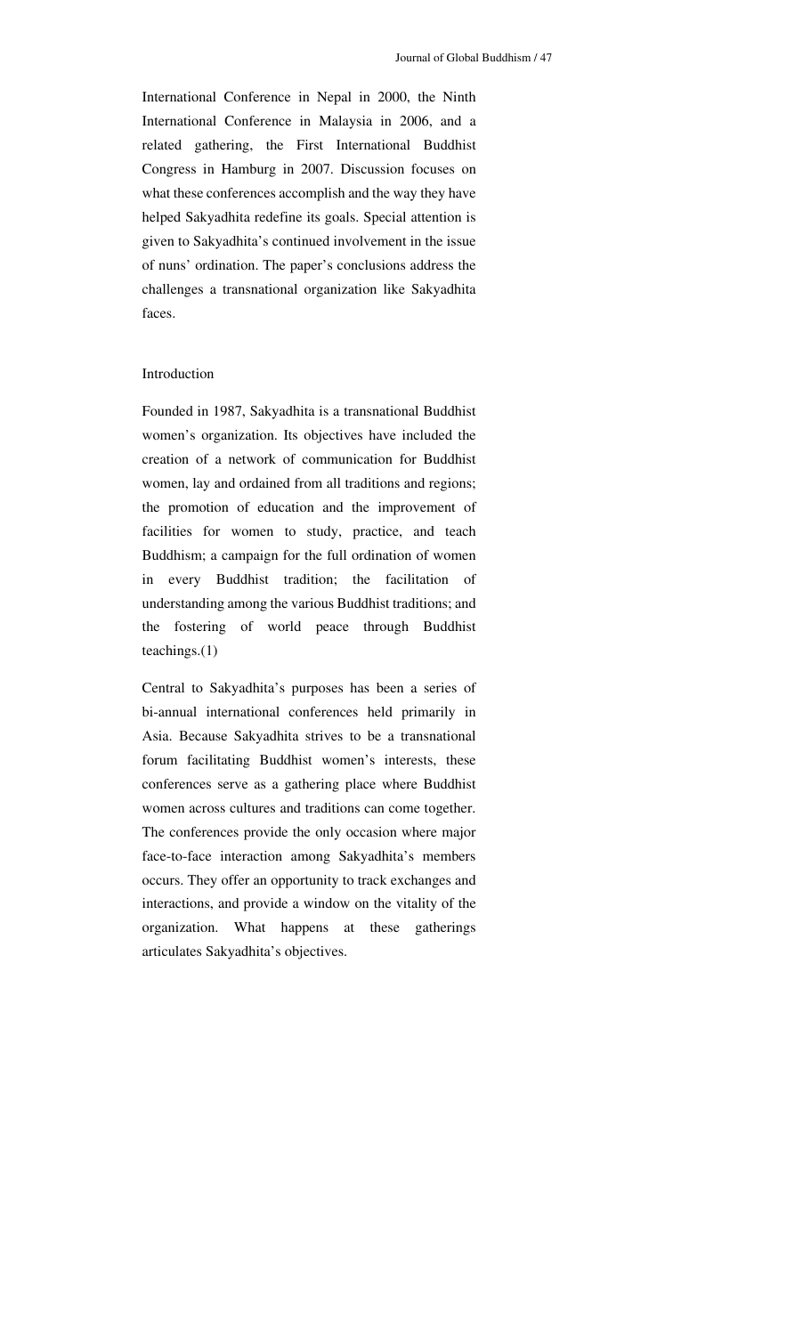International Conference in Nepal in 2000, the Ninth International Conference in Malaysia in 2006, and a related gathering, the First International Buddhist Congress in Hamburg in 2007. Discussion focuses on what these conferences accomplish and the way they have helped Sakyadhita redefine its goals. Special attention is given to Sakyadhita's continued involvement in the issue of nuns' ordination. The paper's conclusions address the challenges a transnational organization like Sakyadhita faces.

## Introduction

Founded in 1987, Sakyadhita is a transnational Buddhist women's organization. Its objectives have included the creation of a network of communication for Buddhist women, lay and ordained from all traditions and regions; the promotion of education and the improvement of facilities for women to study, practice, and teach Buddhism; a campaign for the full ordination of women in every Buddhist tradition; the facilitation of understanding among the various Buddhist traditions; and the fostering of world peace through Buddhist teachings.(1)

Central to Sakyadhita's purposes has been a series of bi-annual international conferences held primarily in Asia. Because Sakyadhita strives to be a transnational forum facilitating Buddhist women's interests, these conferences serve as a gathering place where Buddhist women across cultures and traditions can come together. The conferences provide the only occasion where major face-to-face interaction among Sakyadhita's members occurs. They offer an opportunity to track exchanges and interactions, and provide a window on the vitality of the organization. What happens at these gatherings articulates Sakyadhita's objectives.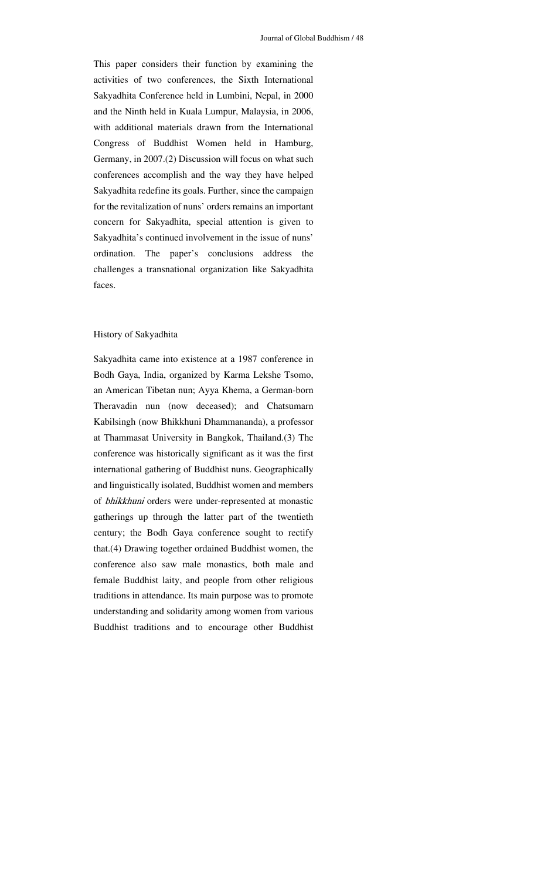This paper considers their function by examining the activities of two conferences, the Sixth International Sakyadhita Conference held in Lumbini, Nepal, in 2000 and the Ninth held in Kuala Lumpur, Malaysia, in 2006, with additional materials drawn from the International Congress of Buddhist Women held in Hamburg, Germany, in 2007.(2) Discussion will focus on what such conferences accomplish and the way they have helped Sakyadhita redefine its goals. Further, since the campaign for the revitalization of nuns' orders remains an important concern for Sakyadhita, special attention is given to Sakyadhita's continued involvement in the issue of nuns' ordination. The paper's conclusions address the challenges a transnational organization like Sakyadhita faces.

## History of Sakyadhita

Sakyadhita came into existence at a 1987 conference in Bodh Gaya, India, organized by Karma Lekshe Tsomo, an American Tibetan nun; Ayya Khema, a German-born Theravadin nun (now deceased); and Chatsumarn Kabilsingh (now Bhikkhuni Dhammananda), a professor at Thammasat University in Bangkok, Thailand.(3) The conference was historically significant as it was the first international gathering of Buddhist nuns. Geographically and linguistically isolated, Buddhist women and members of *bhikkhuni* orders were under-represented at monastic gatherings up through the latter part of the twentieth century; the Bodh Gaya conference sought to rectify that.(4) Drawing together ordained Buddhist women, the conference also saw male monastics, both male and female Buddhist laity, and people from other religious traditions in attendance. Its main purpose was to promote understanding and solidarity among women from various Buddhist traditions and to encourage other Buddhist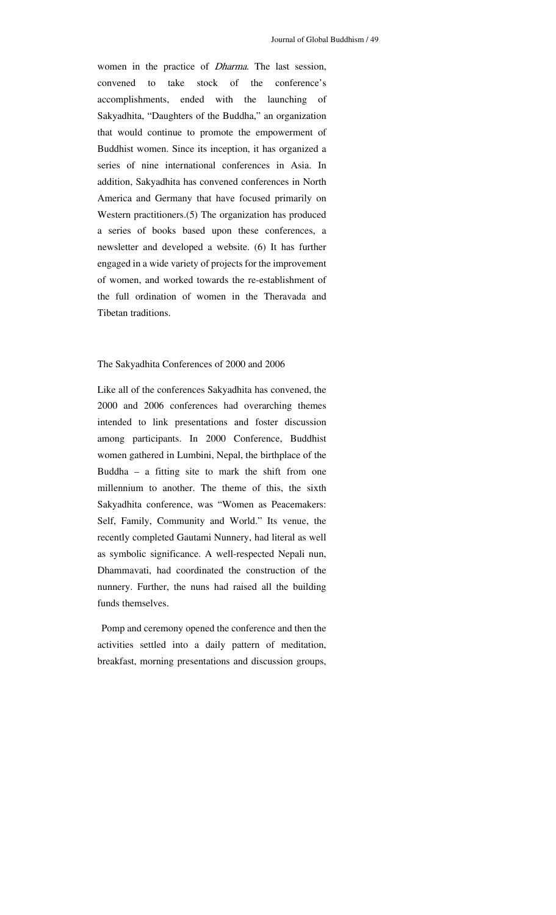women in the practice of *Dharma*. The last session, convened to take stock of the conference's accomplishments, ended with the launching of Sakyadhita, "Daughters of the Buddha," an organization that would continue to promote the empowerment of Buddhist women. Since its inception, it has organized a series of nine international conferences in Asia. In addition, Sakyadhita has convened conferences in North America and Germany that have focused primarily on Western practitioners.(5) The organization has produced a series of books based upon these conferences, a newsletter and developed a website. (6) It has further engaged in a wide variety of projects for the improvement of women, and worked towards the re-establishment of the full ordination of women in the Theravada and Tibetan traditions.

## The Sakyadhita Conferences of 2000 and 2006

Like all of the conferences Sakyadhita has convened, the 2000 and 2006 conferences had overarching themes intended to link presentations and foster discussion among participants. In 2000 Conference, Buddhist women gathered in Lumbini, Nepal, the birthplace of the Buddha – a fitting site to mark the shift from one millennium to another. The theme of this, the sixth Sakyadhita conference, was "Women as Peacemakers: Self, Family, Community and World." Its venue, the recently completed Gautami Nunnery, had literal as well as symbolic significance. A well-respected Nepali nun, Dhammavati, had coordinated the construction of the nunnery. Further, the nuns had raised all the building funds themselves.

Pomp and ceremony opened the conference and then the activities settled into a daily pattern of meditation, breakfast, morning presentations and discussion groups,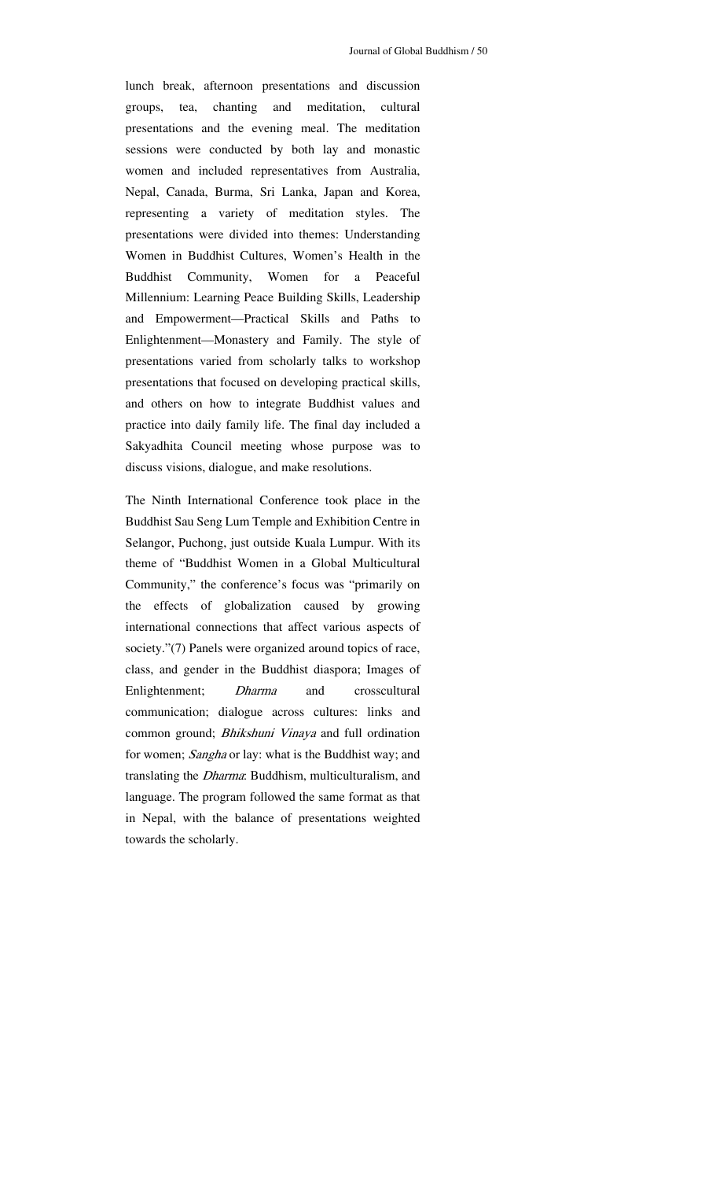lunch break, afternoon presentations and discussion groups, tea, chanting and meditation, cultural presentations and the evening meal. The meditation sessions were conducted by both lay and monastic women and included representatives from Australia, Nepal, Canada, Burma, Sri Lanka, Japan and Korea, representing a variety of meditation styles. The presentations were divided into themes: Understanding Women in Buddhist Cultures, Women's Health in the Buddhist Community, Women for a Peaceful Millennium: Learning Peace Building Skills, Leadership and Empowerment—Practical Skills and Paths to Enlightenment—Monastery and Family. The style of presentations varied from scholarly talks to workshop presentations that focused on developing practical skills, and others on how to integrate Buddhist values and practice into daily family life. The final day included a Sakyadhita Council meeting whose purpose was to discuss visions, dialogue, and make resolutions.

The Ninth International Conference took place in the Buddhist Sau Seng Lum Temple and Exhibition Centre in Selangor, Puchong, just outside Kuala Lumpur. With its theme of "Buddhist Women in a Global Multicultural Community," the conference's focus was "primarily on the effects of globalization caused by growing international connections that affect various aspects of society."(7) Panels were organized around topics of race, class, and gender in the Buddhist diaspora; Images of Enlightenment; *Dharma* and crosscultural communication; dialogue across cultures: links and common ground; *Bhikshuni Vinaya* and full ordination for women; *Sangha* or lay: what is the Buddhist way; and translating the *Dharma*: Buddhism, multiculturalism, and language. The program followed the same format as that in Nepal, with the balance of presentations weighted towards the scholarly.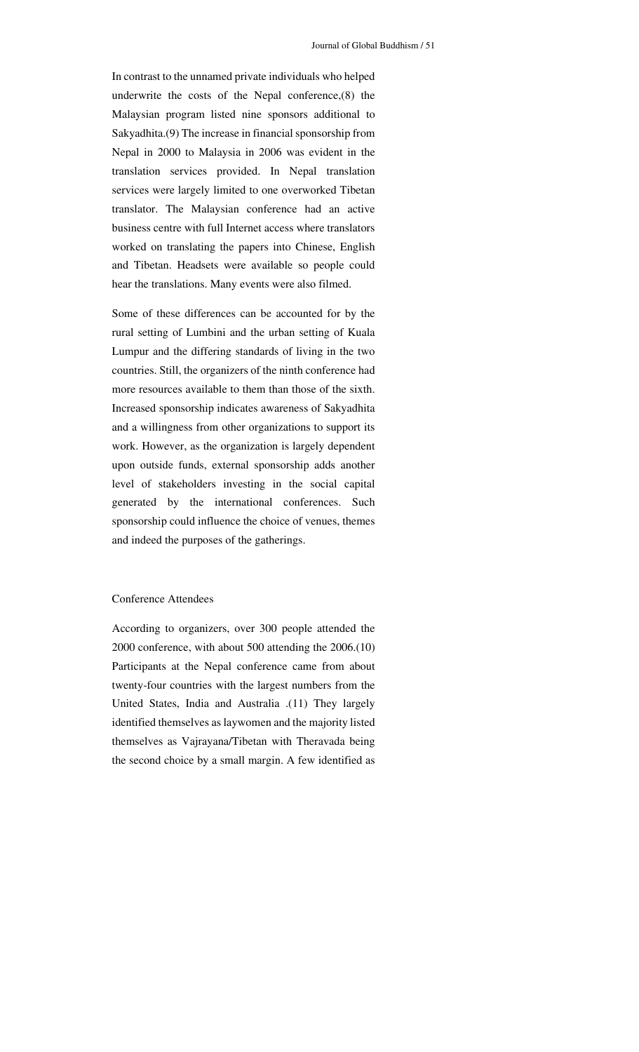In contrast to the unnamed private individuals who helped underwrite the costs of the Nepal conference,(8) the Malaysian program listed nine sponsors additional to Sakyadhita.(9) The increase in financial sponsorship from Nepal in 2000 to Malaysia in 2006 was evident in the translation services provided. In Nepal translation services were largely limited to one overworked Tibetan translator. The Malaysian conference had an active business centre with full Internet access where translators worked on translating the papers into Chinese, English and Tibetan. Headsets were available so people could hear the translations. Many events were also filmed.

Some of these differences can be accounted for by the rural setting of Lumbini and the urban setting of Kuala Lumpur and the differing standards of living in the two countries. Still, the organizers of the ninth conference had more resources available to them than those of the sixth. Increased sponsorship indicates awareness of Sakyadhita and a willingness from other organizations to support its work. However, as the organization is largely dependent upon outside funds, external sponsorship adds another level of stakeholders investing in the social capital generated by the international conferences. Such sponsorship could influence the choice of venues, themes and indeed the purposes of the gatherings.

## Conference Attendees

According to organizers, over 300 people attended the 2000 conference, with about 500 attending the 2006.(10) Participants at the Nepal conference came from about twenty-four countries with the largest numbers from the United States, India and Australia .(11) They largely identified themselves as laywomen and the majority listed themselves as Vajrayana/Tibetan with Theravada being the second choice by a small margin. A few identified as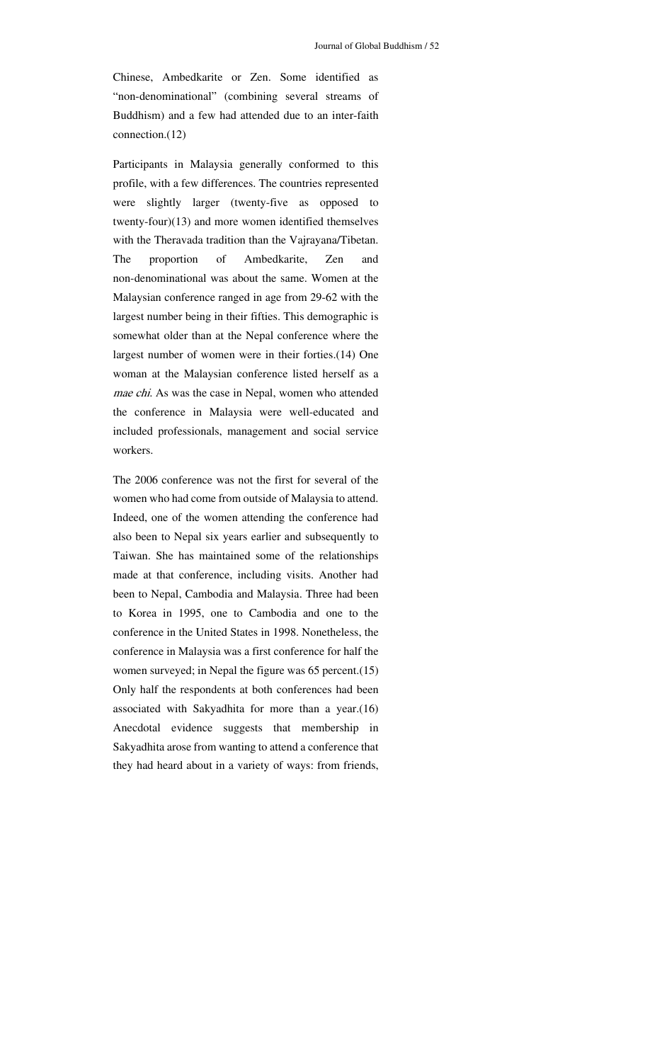Chinese, Ambedkarite or Zen. Some identified as "non-denominational" (combining several streams of Buddhism) and a few had attended due to an inter-faith connection.(12)

Participants in Malaysia generally conformed to this profile, with a few differences. The countries represented were slightly larger (twenty-five as opposed to twenty-four)(13) and more women identified themselves with the Theravada tradition than the Vajrayana/Tibetan. The proportion of Ambedkarite, Zen and non-denominational was about the same. Women at the Malaysian conference ranged in age from 29-62 with the largest number being in their fifties. This demographic is somewhat older than at the Nepal conference where the largest number of women were in their forties.(14) One woman at the Malaysian conference listed herself as a *mae chi*. As was the case in Nepal, women who attended the conference in Malaysia were well-educated and included professionals, management and social service workers.

The 2006 conference was not the first for several of the women who had come from outside of Malaysia to attend. Indeed, one of the women attending the conference had also been to Nepal six years earlier and subsequently to Taiwan. She has maintained some of the relationships made at that conference, including visits. Another had been to Nepal, Cambodia and Malaysia. Three had been to Korea in 1995, one to Cambodia and one to the conference in the United States in 1998. Nonetheless, the conference in Malaysia was a first conference for half the women surveyed; in Nepal the figure was 65 percent.(15) Only half the respondents at both conferences had been associated with Sakyadhita for more than a year.(16) Anecdotal evidence suggests that membership in Sakyadhita arose from wanting to attend a conference that they had heard about in a variety of ways: from friends,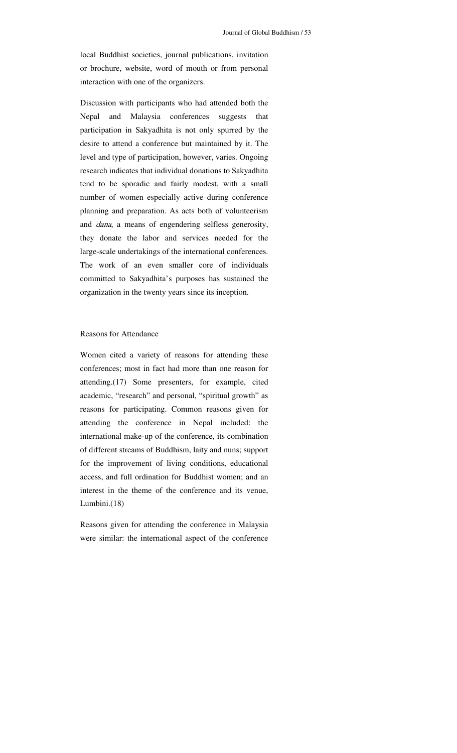local Buddhist societies, journal publications, invitation or brochure, website, word of mouth or from personal interaction with one of the organizers.

Discussion with participants who had attended both the Nepal and Malaysia conferences suggests that participation in Sakyadhita is not only spurred by the desire to attend a conference but maintained by it. The level and type of participation, however, varies. Ongoing research indicates that individual donations to Sakyadhita tend to be sporadic and fairly modest, with a small number of women especially active during conference planning and preparation. As acts both of volunteerism and *dana*, a means of engendering selfless generosity, they donate the labor and services needed for the large-scale undertakings of the international conferences. The work of an even smaller core of individuals committed to Sakyadhita's purposes has sustained the organization in the twenty years since its inception.

## Reasons for Attendance

Women cited a variety of reasons for attending these conferences; most in fact had more than one reason for attending.(17) Some presenters, for example, cited academic, "research" and personal, "spiritual growth" as reasons for participating. Common reasons given for attending the conference in Nepal included: the international make-up of the conference, its combination of different streams of Buddhism, laity and nuns; support for the improvement of living conditions, educational access, and full ordination for Buddhist women; and an interest in the theme of the conference and its venue, Lumbini.(18)

Reasons given for attending the conference in Malaysia were similar: the international aspect of the conference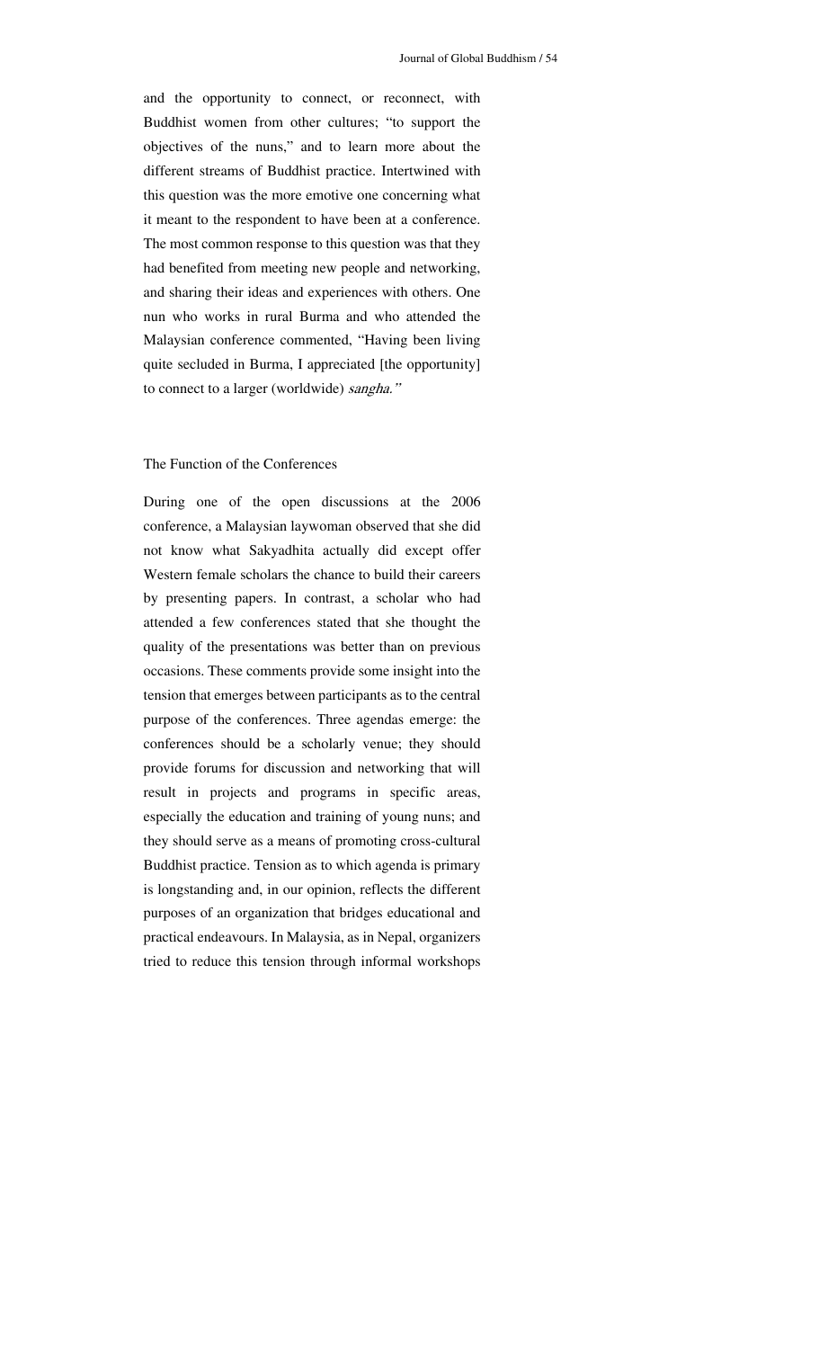and the opportunity to connect, or reconnect, with Buddhist women from other cultures; "to support the objectives of the nuns," and to learn more about the different streams of Buddhist practice. Intertwined with this question was the more emotive one concerning what it meant to the respondent to have been at a conference. The most common response to this question was that they had benefited from meeting new people and networking, and sharing their ideas and experiences with others. One nun who works in rural Burma and who attended the Malaysian conference commented, "Having been living quite secluded in Burma, I appreciated [the opportunity] to connect to a larger (worldwide) *sangha."*

## The Function of the Conferences

During one of the open discussions at the 2006 conference, a Malaysian laywoman observed that she did not know what Sakyadhita actually did except offer Western female scholars the chance to build their careers by presenting papers. In contrast, a scholar who had attended a few conferences stated that she thought the quality of the presentations was better than on previous occasions. These comments provide some insight into the tension that emerges between participants as to the central purpose of the conferences. Three agendas emerge: the conferences should be a scholarly venue; they should provide forums for discussion and networking that will result in projects and programs in specific areas, especially the education and training of young nuns; and they should serve as a means of promoting cross-cultural Buddhist practice. Tension as to which agenda is primary is longstanding and, in our opinion, reflects the different purposes of an organization that bridges educational and practical endeavours. In Malaysia, as in Nepal, organizers tried to reduce this tension through informal workshops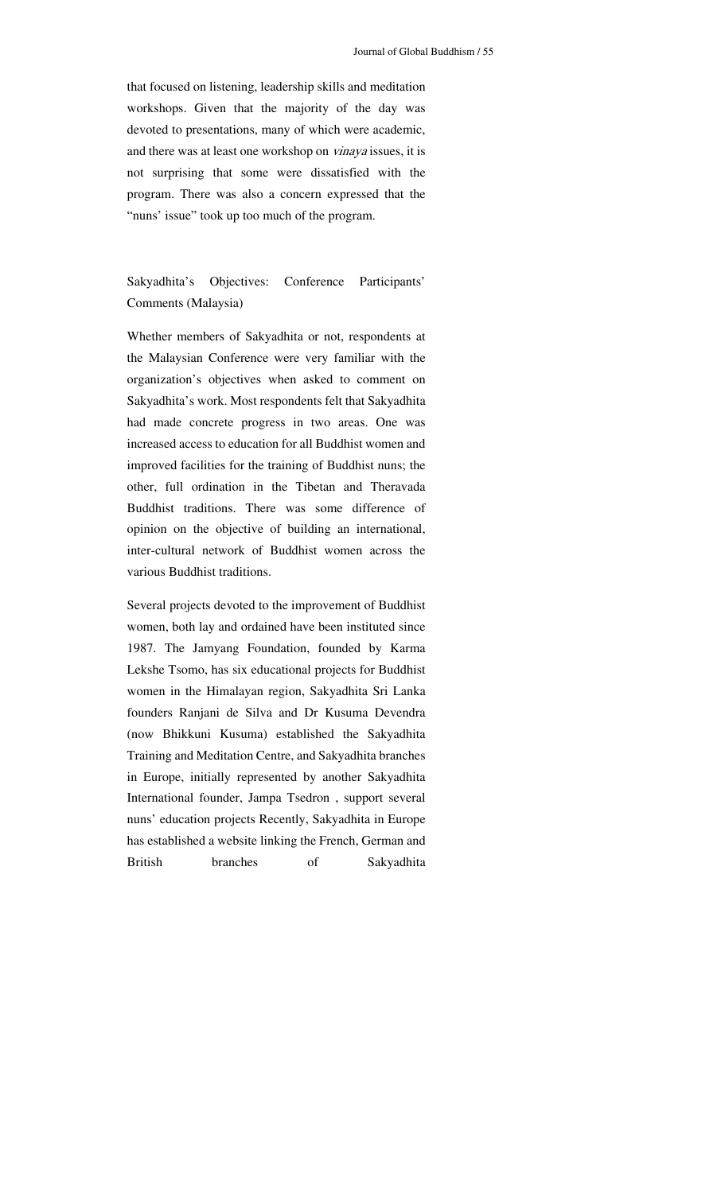that focused on listening, leadership skills and meditation workshops. Given that the majority of the day was devoted to presentations, many of which were academic, and there was at least one workshop on *vinaya* issues, it is not surprising that some were dissatisfied with the program. There was also a concern expressed that the "nuns' issue" took up too much of the program.

## Sakyadhita's Objectives: Conference Participants' Comments (Malaysia)

Whether members of Sakyadhita or not, respondents at the Malaysian Conference were very familiar with the organization's objectives when asked to comment on Sakyadhita's work. Most respondents felt that Sakyadhita had made concrete progress in two areas. One was increased access to education for all Buddhist women and improved facilities for the training of Buddhist nuns; the other, full ordination in the Tibetan and Theravada Buddhist traditions. There was some difference of opinion on the objective of building an international, inter-cultural network of Buddhist women across the various Buddhist traditions.

Several projects devoted to the improvement of Buddhist women, both lay and ordained have been instituted since 1987. The Jamyang Foundation, founded by Karma Lekshe Tsomo, has six educational projects for Buddhist women in the Himalayan region, Sakyadhita Sri Lanka founders Ranjani de Silva and Dr Kusuma Devendra (now Bhikkuni Kusuma) established the Sakyadhita Training and Meditation Centre, and Sakyadhita branches in Europe, initially represented by another Sakyadhita International founder, Jampa Tsedron , support several nuns' education projects Recently, Sakyadhita in Europe has established a website linking the French, German and British branches of Sakyadhita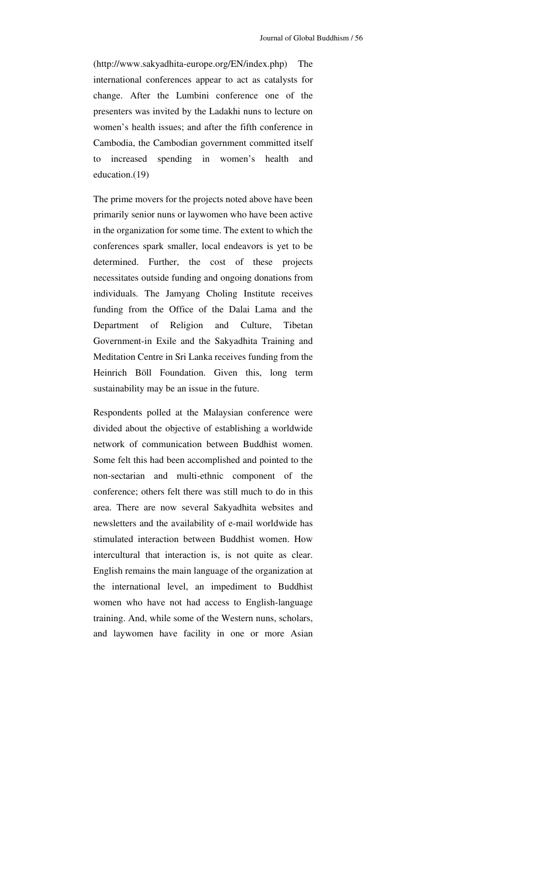(http://www.sakyadhita-europe.org/EN/index.php) The international conferences appear to act as catalysts for change. After the Lumbini conference one of the presenters was invited by the Ladakhi nuns to lecture on women's health issues; and after the fifth conference in Cambodia, the Cambodian government committed itself to increased spending in women's health and education.(19)

The prime movers for the projects noted above have been primarily senior nuns or laywomen who have been active in the organization for some time. The extent to which the conferences spark smaller, local endeavors is yet to be determined. Further, the cost of these projects necessitates outside funding and ongoing donations from individuals. The Jamyang Choling Institute receives funding from the Office of the Dalai Lama and the Department of Religion and Culture, Tibetan Government-in Exile and the Sakyadhita Training and Meditation Centre in Sri Lanka receives funding from the Heinrich Böll Foundation. Given this, long term sustainability may be an issue in the future.

Respondents polled at the Malaysian conference were divided about the objective of establishing a worldwide network of communication between Buddhist women. Some felt this had been accomplished and pointed to the non-sectarian and multi-ethnic component of the conference; others felt there was still much to do in this area. There are now several Sakyadhita websites and newsletters and the availability of e-mail worldwide has stimulated interaction between Buddhist women. How intercultural that interaction is, is not quite as clear. English remains the main language of the organization at the international level, an impediment to Buddhist women who have not had access to English-language training. And, while some of the Western nuns, scholars, and laywomen have facility in one or more Asian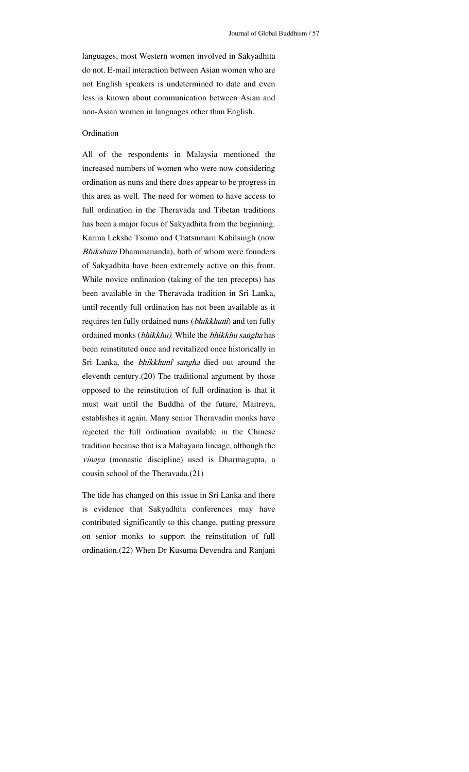languages, most Western women involved in Sakyadhita do not. E-mail interaction between Asian women who are not English speakers is undetermined to date and even less is known about communication between Asian and non-Asian women in languages other than English.

## Ordination

All of the respondents in Malaysia mentioned the increased numbers of women who were now considering ordination as nuns and there does appear to be progress in this area as well. The need for women to have access to full ordination in the Theravada and Tibetan traditions has been a major focus of Sakyadhita from the beginning. Karma Lekshe Tsomo and Chatsumarn Kabilsingh (now *Bhikshuni* Dhammananda), both of whom were founders of Sakyadhita have been extremely active on this front. While novice ordination (taking of the ten precepts) has been available in the Theravada tradition in Sri Lanka, until recently full ordination has not been available as it requires ten fully ordained nuns (*bhikkhunî*) and ten fully ordained monks (*bhikkhu)*. While the *bhikkhu sangha* has been reinstituted once and revitalized once historically in Sri Lanka, the *bhikkhunî sangha* died out around the eleventh century.(20) The traditional argument by those opposed to the reinstitution of full ordination is that it must wait until the Buddha of the future, Maitreya, establishes it again. Many senior Theravadin monks have rejected the full ordination available in the Chinese tradition because that is a Mahayana lineage, although the *vinaya* (monastic discipline) used is Dharmagupta, a cousin school of the Theravada.(21)

The tide has changed on this issue in Sri Lanka and there is evidence that Sakyadhita conferences may have contributed significantly to this change, putting pressure on senior monks to support the reinstitution of full ordination.(22) When Dr Kusuma Devendra and Ranjani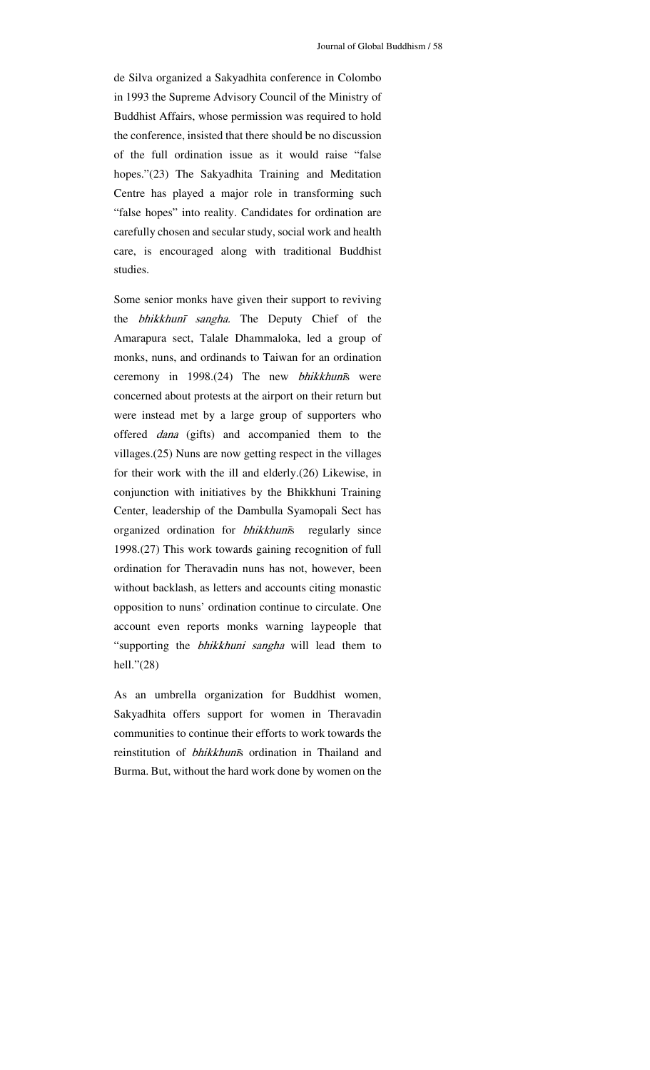de Silva organized a Sakyadhita conference in Colombo in 1993 the Supreme Advisory Council of the Ministry of Buddhist Affairs, whose permission was required to hold the conference, insisted that there should be no discussion of the full ordination issue as it would raise "false hopes."(23) The Sakyadhita Training and Meditation Centre has played a major role in transforming such "false hopes" into reality. Candidates for ordination are carefully chosen and secular study, social work and health care, is encouraged along with traditional Buddhist studies.

Some senior monks have given their support to reviving the *bhikkhunī sangha*. The Deputy Chief of the Amarapura sect, Talale Dhammaloka, led a group of monks, nuns, and ordinands to Taiwan for an ordination ceremony in 1998.(24) The new *bhikkhunī*s were concerned about protests at the airport on their return but were instead met by a large group of supporters who offered *dana* (gifts) and accompanied them to the villages.(25) Nuns are now getting respect in the villages for their work with the ill and elderly.(26) Likewise, in conjunction with initiatives by the Bhikkhuni Training Center, leadership of the Dambulla Syamopali Sect has organized ordination for *bhikkhunī*s regularly since 1998.(27) This work towards gaining recognition of full ordination for Theravadin nuns has not, however, been without backlash, as letters and accounts citing monastic opposition to nuns' ordination continue to circulate. One account even reports monks warning laypeople that "supporting the *bhikkhuni sangha* will lead them to hell."(28)

As an umbrella organization for Buddhist women, Sakyadhita offers support for women in Theravadin communities to continue their efforts to work towards the reinstitution of *bhikkhunī*s ordination in Thailand and Burma. But, without the hard work done by women on the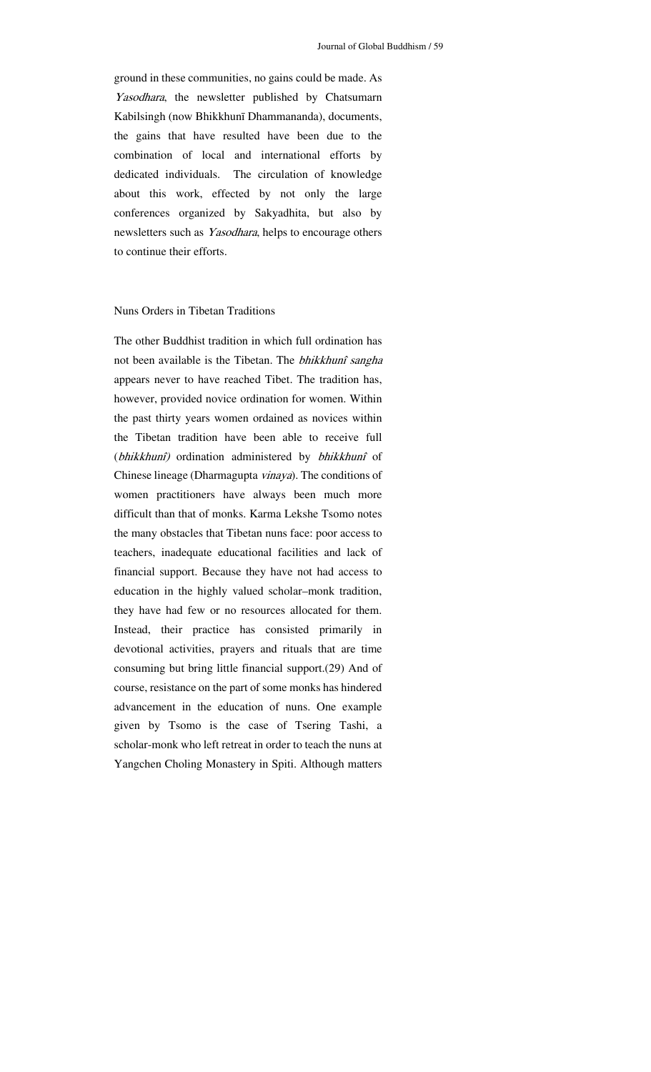ground in these communities, no gains could be made. As *Yasodhara*, the newsletter published by Chatsumarn Kabilsingh (now Bhikkhunī Dhammananda), documents, the gains that have resulted have been due to the combination of local and international efforts by dedicated individuals. The circulation of knowledge about this work, effected by not only the large conferences organized by Sakyadhita, but also by newsletters such as *Yasodhara*, helps to encourage others to continue their efforts.

## Nuns Orders in Tibetan Traditions

The other Buddhist tradition in which full ordination has not been available is the Tibetan. The *bhikkhunî sangha* appears never to have reached Tibet. The tradition has, however, provided novice ordination for women. Within the past thirty years women ordained as novices within the Tibetan tradition have been able to receive full (*bhikkhunî)* ordination administered by *bhikkhunî* of Chinese lineage (Dharmagupta *vinaya*). The conditions of women practitioners have always been much more difficult than that of monks. Karma Lekshe Tsomo notes the many obstacles that Tibetan nuns face: poor access to teachers, inadequate educational facilities and lack of financial support. Because they have not had access to education in the highly valued scholar–monk tradition, they have had few or no resources allocated for them. Instead, their practice has consisted primarily in devotional activities, prayers and rituals that are time consuming but bring little financial support.(29) And of course, resistance on the part of some monks has hindered advancement in the education of nuns. One example given by Tsomo is the case of Tsering Tashi, a scholar-monk who left retreat in order to teach the nuns at Yangchen Choling Monastery in Spiti. Although matters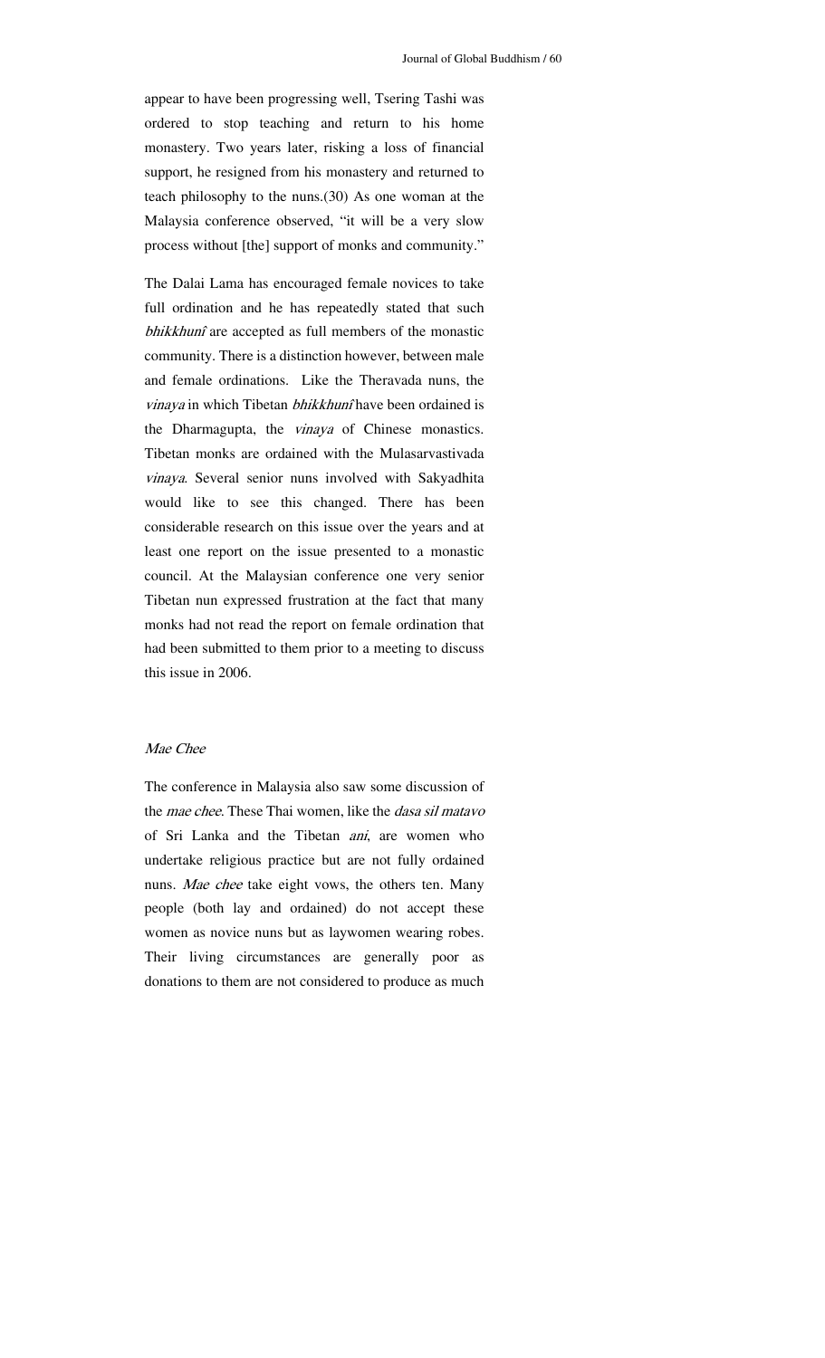appear to have been progressing well, Tsering Tashi was ordered to stop teaching and return to his home monastery. Two years later, risking a loss of financial support, he resigned from his monastery and returned to teach philosophy to the nuns.(30) As one woman at the Malaysia conference observed, "it will be a very slow process without [the] support of monks and community."

The Dalai Lama has encouraged female novices to take full ordination and he has repeatedly stated that such *bhikkhunî* are accepted as full members of the monastic community. There is a distinction however, between male and female ordinations. Like the Theravada nuns, the *vinaya* in which Tibetan *bhikkhunî* have been ordained is the Dharmagupta, the *vinaya* of Chinese monastics. Tibetan monks are ordained with the Mulasarvastivada *vinaya*. Several senior nuns involved with Sakyadhita would like to see this changed. There has been considerable research on this issue over the years and at least one report on the issue presented to a monastic council. At the Malaysian conference one very senior Tibetan nun expressed frustration at the fact that many monks had not read the report on female ordination that had been submitted to them prior to a meeting to discuss this issue in 2006.

### *Mae Chee*

The conference in Malaysia also saw some discussion of the *mae chee*. These Thai women, like the *dasa sil matavo* of Sri Lanka and the Tibetan *ani*, are women who undertake religious practice but are not fully ordained nuns. *Mae chee* take eight vows, the others ten. Many people (both lay and ordained) do not accept these women as novice nuns but as laywomen wearing robes. Their living circumstances are generally poor as donations to them are not considered to produce as much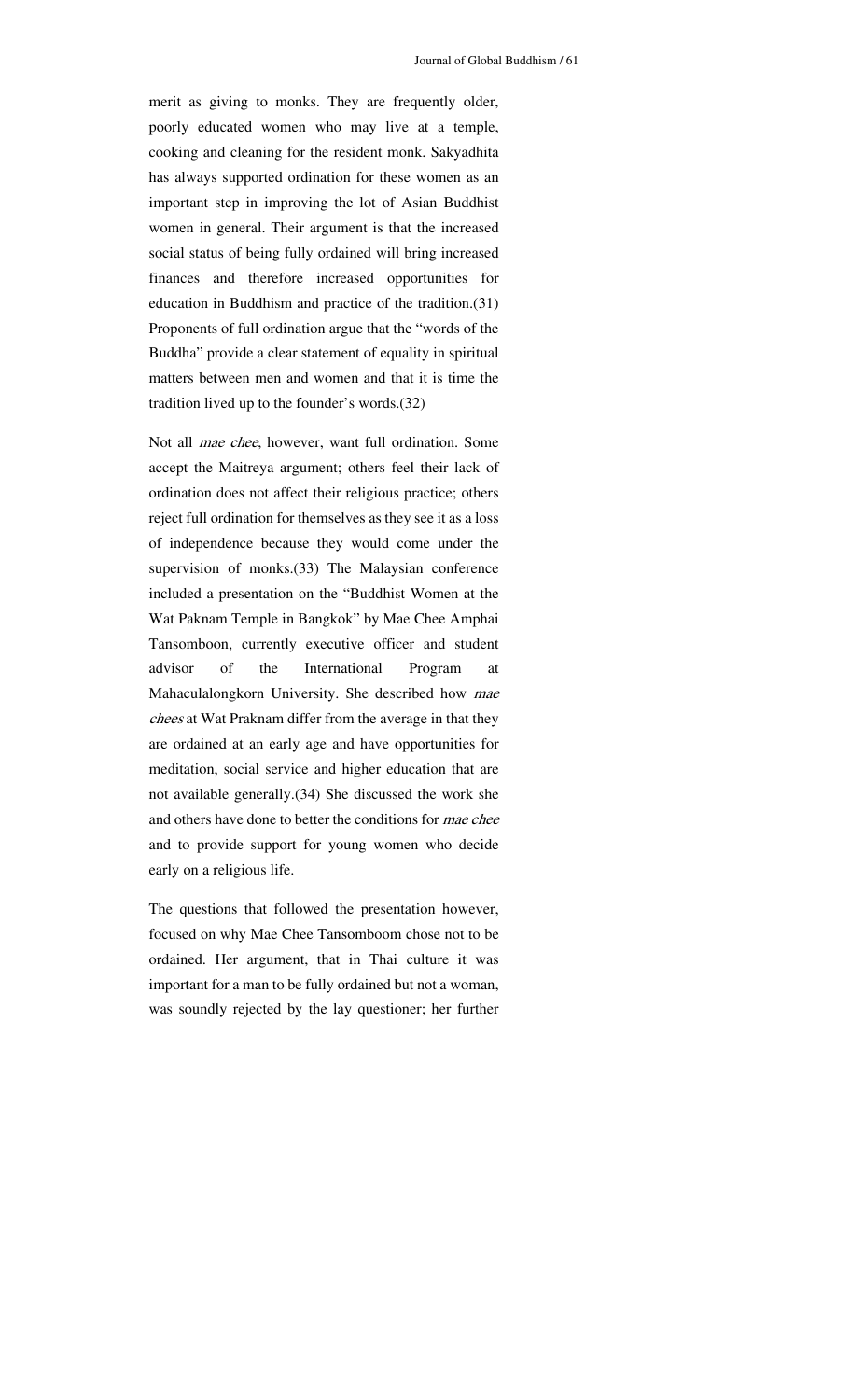merit as giving to monks. They are frequently older, poorly educated women who may live at a temple, cooking and cleaning for the resident monk. Sakyadhita has always supported ordination for these women as an important step in improving the lot of Asian Buddhist women in general. Their argument is that the increased social status of being fully ordained will bring increased finances and therefore increased opportunities for education in Buddhism and practice of the tradition.(31) Proponents of full ordination argue that the "words of the Buddha" provide a clear statement of equality in spiritual matters between men and women and that it is time the tradition lived up to the founder's words.(32)

Not all *mae chee*, however, want full ordination. Some accept the Maitreya argument; others feel their lack of ordination does not affect their religious practice; others reject full ordination for themselves as they see it as a loss of independence because they would come under the supervision of monks.(33) The Malaysian conference included a presentation on the "Buddhist Women at the Wat Paknam Temple in Bangkok" by Mae Chee Amphai Tansomboon, currently executive officer and student advisor of the International Program at Mahaculalongkorn University. She described how *mae chees* at Wat Praknam differ from the average in that they are ordained at an early age and have opportunities for meditation, social service and higher education that are not available generally.(34) She discussed the work she and others have done to better the conditions for *mae chee* and to provide support for young women who decide early on a religious life.

The questions that followed the presentation however, focused on why Mae Chee Tansomboom chose not to be ordained. Her argument, that in Thai culture it was important for a man to be fully ordained but not a woman, was soundly rejected by the lay questioner; her further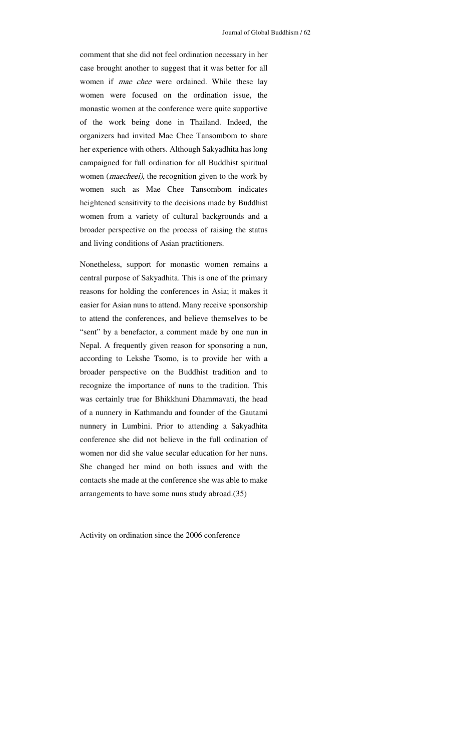comment that she did not feel ordination necessary in her case brought another to suggest that it was better for all women if *mae chee* were ordained. While these lay women were focused on the ordination issue, the monastic women at the conference were quite supportive of the work being done in Thailand. Indeed, the organizers had invited Mae Chee Tansombom to share her experience with others. Although Sakyadhita has long campaigned for full ordination for all Buddhist spiritual women (*maecheei)*, the recognition given to the work by women such as Mae Chee Tansombom indicates heightened sensitivity to the decisions made by Buddhist women from a variety of cultural backgrounds and a broader perspective on the process of raising the status and living conditions of Asian practitioners.

Nonetheless, support for monastic women remains a central purpose of Sakyadhita. This is one of the primary reasons for holding the conferences in Asia; it makes it easier for Asian nuns to attend. Many receive sponsorship to attend the conferences, and believe themselves to be "sent" by a benefactor, a comment made by one nun in Nepal. A frequently given reason for sponsoring a nun, according to Lekshe Tsomo, is to provide her with a broader perspective on the Buddhist tradition and to recognize the importance of nuns to the tradition. This was certainly true for Bhikkhuni Dhammavati, the head of a nunnery in Kathmandu and founder of the Gautami nunnery in Lumbini. Prior to attending a Sakyadhita conference she did not believe in the full ordination of women nor did she value secular education for her nuns. She changed her mind on both issues and with the contacts she made at the conference she was able to make arrangements to have some nuns study abroad.(35)

## Activity on ordination since the 2006 conference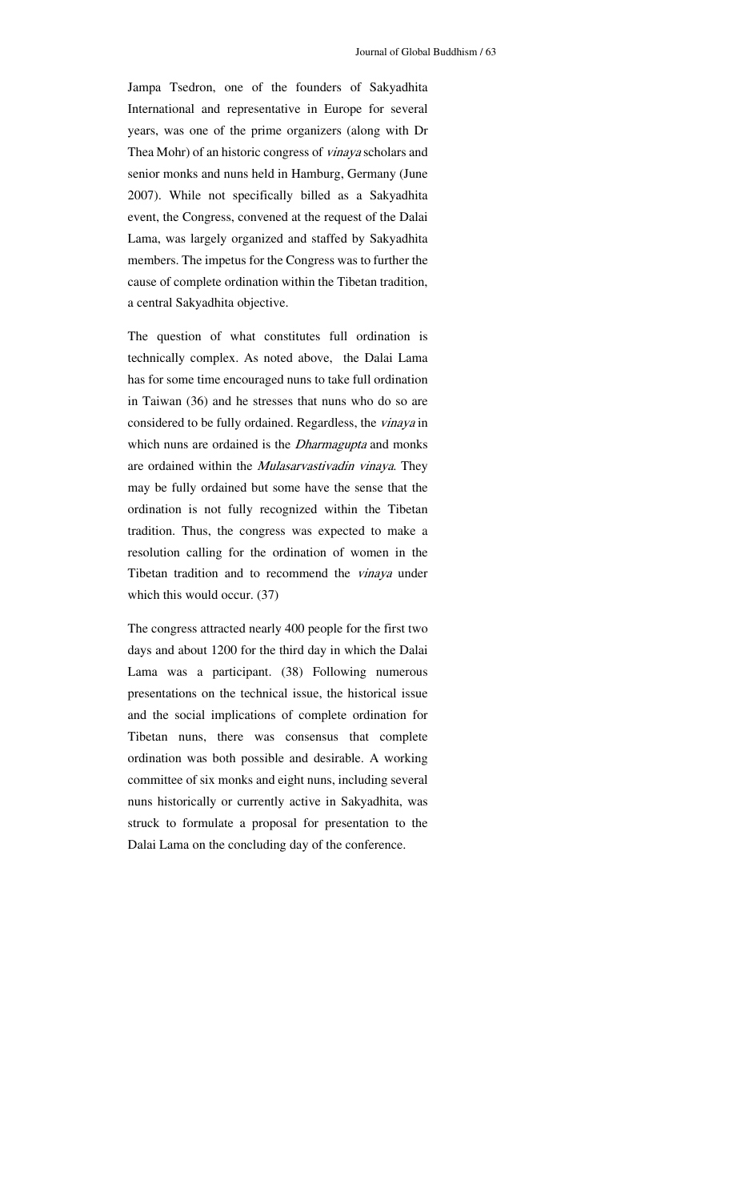Jampa Tsedron, one of the founders of Sakyadhita International and representative in Europe for several years, was one of the prime organizers (along with Dr Thea Mohr) of an historic congress of *vinaya* scholars and senior monks and nuns held in Hamburg, Germany (June 2007). While not specifically billed as a Sakyadhita event, the Congress, convened at the request of the Dalai Lama, was largely organized and staffed by Sakyadhita members. The impetus for the Congress was to further the cause of complete ordination within the Tibetan tradition, a central Sakyadhita objective.

The question of what constitutes full ordination is technically complex. As noted above, the Dalai Lama has for some time encouraged nuns to take full ordination in Taiwan (36) and he stresses that nuns who do so are considered to be fully ordained. Regardless, the *vinaya* in which nuns are ordained is the *Dharmagupta* and monks are ordained within the *Mulasarvastivadin vinaya*. They may be fully ordained but some have the sense that the ordination is not fully recognized within the Tibetan tradition. Thus, the congress was expected to make a resolution calling for the ordination of women in the Tibetan tradition and to recommend the *vinaya* under which this would occur. (37)

The congress attracted nearly 400 people for the first two days and about 1200 for the third day in which the Dalai Lama was a participant. (38) Following numerous presentations on the technical issue, the historical issue and the social implications of complete ordination for Tibetan nuns, there was consensus that complete ordination was both possible and desirable. A working committee of six monks and eight nuns, including several nuns historically or currently active in Sakyadhita, was struck to formulate a proposal for presentation to the Dalai Lama on the concluding day of the conference.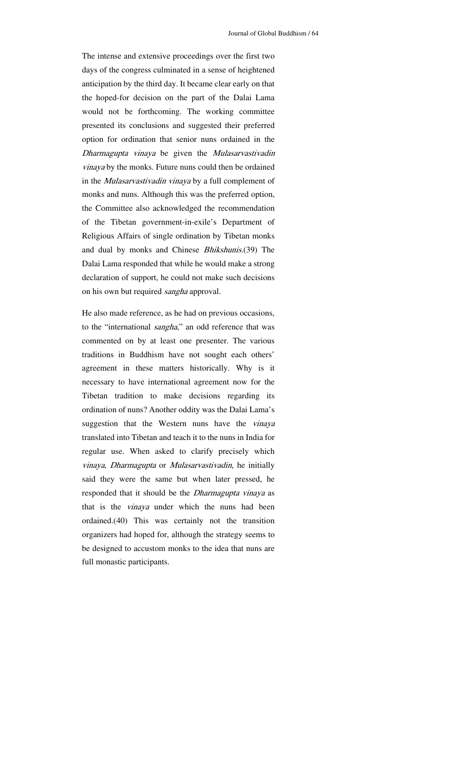The intense and extensive proceedings over the first two days of the congress culminated in a sense of heightened anticipation by the third day. It became clear early on that the hoped-for decision on the part of the Dalai Lama would not be forthcoming. The working committee presented its conclusions and suggested their preferred option for ordination that senior nuns ordained in the *Dharmagupta vinaya* be given the *Mulasarvastivadin vinaya* by the monks. Future nuns could then be ordained in the *Mulasarvastivadin vinaya* by a full complement of monks and nuns. Although this was the preferred option, the Committee also acknowledged the recommendation of the Tibetan government-in-exile's Department of Religious Affairs of single ordination by Tibetan monks and dual by monks and Chinese *Bhikshunis*.(39) The Dalai Lama responded that while he would make a strong declaration of support, he could not make such decisions on his own but required *sangha* approval.

He also made reference, as he had on previous occasions, to the "international *sangha*," an odd reference that was commented on by at least one presenter. The various traditions in Buddhism have not sought each others' agreement in these matters historically. Why is it necessary to have international agreement now for the Tibetan tradition to make decisions regarding its ordination of nuns? Another oddity was the Dalai Lama's suggestion that the Western nuns have the *vinaya* translated into Tibetan and teach it to the nuns in India for regular use. When asked to clarify precisely which *vinaya*, *Dharmagupta* or *Mulasarvastivadin*, he initially said they were the same but when later pressed, he responded that it should be the *Dharmagupta vinaya* as that is the *vinaya* under which the nuns had been ordained.(40) This was certainly not the transition organizers had hoped for, although the strategy seems to be designed to accustom monks to the idea that nuns are full monastic participants.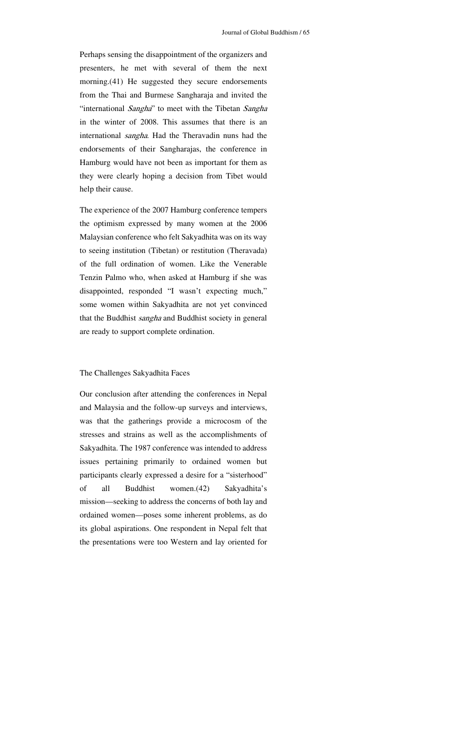Perhaps sensing the disappointment of the organizers and presenters, he met with several of them the next morning.(41) He suggested they secure endorsements from the Thai and Burmese Sangharaja and invited the "international *Sangha*" to meet with the Tibetan *Sangha* in the winter of 2008. This assumes that there is an international *sangha*. Had the Theravadin nuns had the endorsements of their Sangharajas, the conference in Hamburg would have not been as important for them as they were clearly hoping a decision from Tibet would help their cause.

The experience of the 2007 Hamburg conference tempers the optimism expressed by many women at the 2006 Malaysian conference who felt Sakyadhita was on its way to seeing institution (Tibetan) or restitution (Theravada) of the full ordination of women. Like the Venerable Tenzin Palmo who, when asked at Hamburg if she was disappointed, responded "I wasn't expecting much," some women within Sakyadhita are not yet convinced that the Buddhist *sangha* and Buddhist society in general are ready to support complete ordination.

## The Challenges Sakyadhita Faces

Our conclusion after attending the conferences in Nepal and Malaysia and the follow-up surveys and interviews, was that the gatherings provide a microcosm of the stresses and strains as well as the accomplishments of Sakyadhita. The 1987 conference was intended to address issues pertaining primarily to ordained women but participants clearly expressed a desire for a "sisterhood" of all Buddhist women.(42) Sakyadhita's mission—seeking to address the concerns of both lay and ordained women—poses some inherent problems, as do its global aspirations. One respondent in Nepal felt that the presentations were too Western and lay oriented for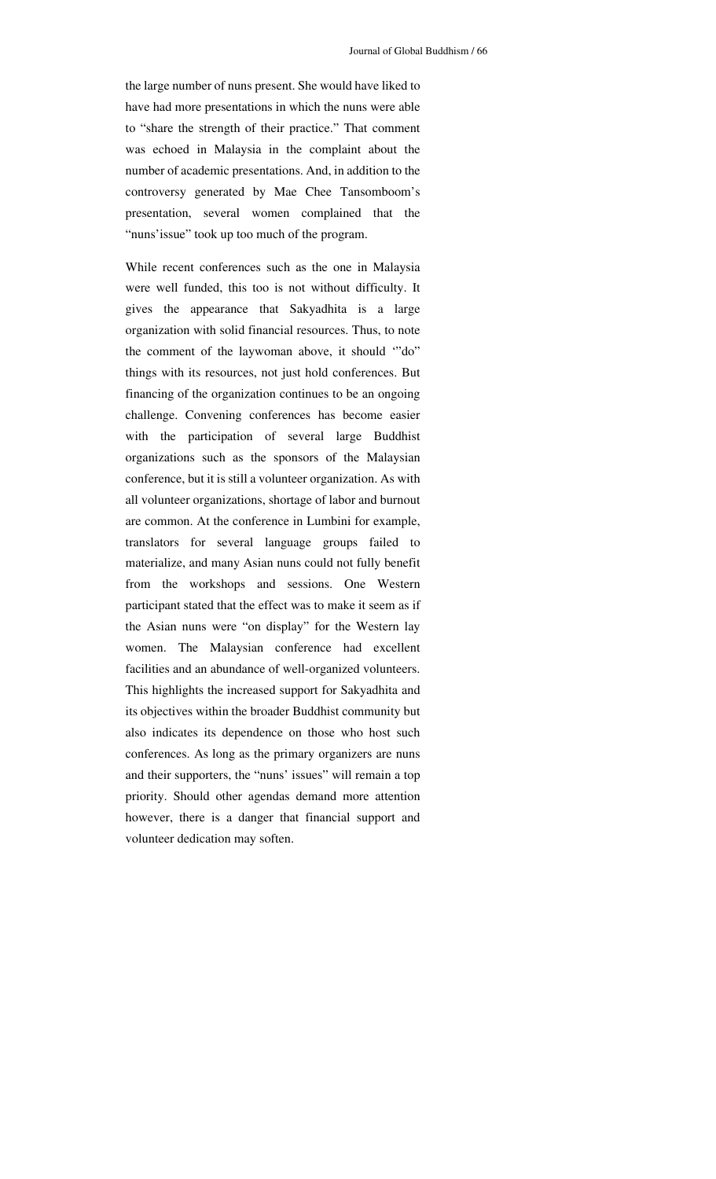the large number of nuns present. She would have liked to have had more presentations in which the nuns were able to "share the strength of their practice." That comment was echoed in Malaysia in the complaint about the number of academic presentations. And, in addition to the controversy generated by Mae Chee Tansomboom's presentation, several women complained that the "nuns'issue" took up too much of the program.

While recent conferences such as the one in Malaysia were well funded, this too is not without difficulty. It gives the appearance that Sakyadhita is a large organization with solid financial resources. Thus, to note the comment of the laywoman above, it should '"do" things with its resources, not just hold conferences. But financing of the organization continues to be an ongoing challenge. Convening conferences has become easier with the participation of several large Buddhist organizations such as the sponsors of the Malaysian conference, but it is still a volunteer organization. As with all volunteer organizations, shortage of labor and burnout are common. At the conference in Lumbini for example, translators for several language groups failed to materialize, and many Asian nuns could not fully benefit from the workshops and sessions. One Western participant stated that the effect was to make it seem as if the Asian nuns were "on display" for the Western lay women. The Malaysian conference had excellent facilities and an abundance of well-organized volunteers. This highlights the increased support for Sakyadhita and its objectives within the broader Buddhist community but also indicates its dependence on those who host such conferences. As long as the primary organizers are nuns and their supporters, the "nuns' issues" will remain a top priority. Should other agendas demand more attention however, there is a danger that financial support and volunteer dedication may soften.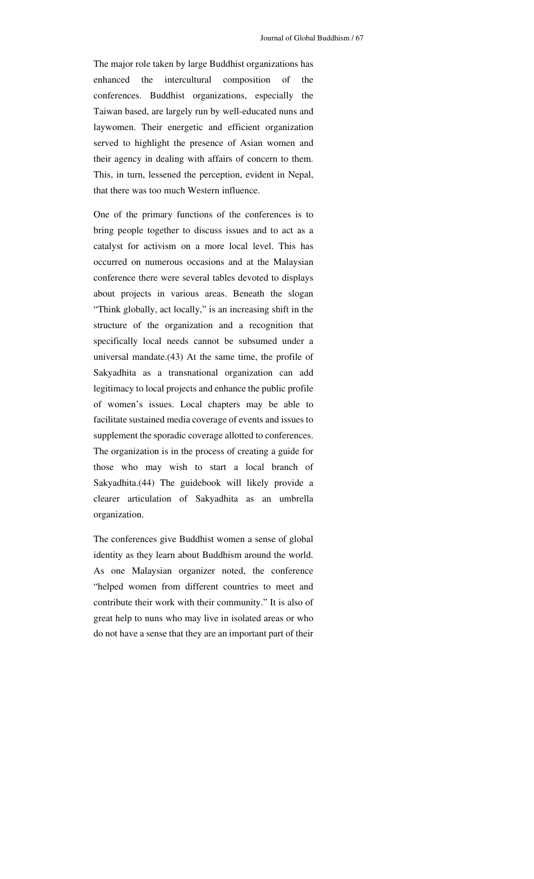The major role taken by large Buddhist organizations has enhanced the intercultural composition of the conferences. Buddhist organizations, especially the Taiwan based, are largely run by well-educated nuns and laywomen. Their energetic and efficient organization served to highlight the presence of Asian women and their agency in dealing with affairs of concern to them. This, in turn, lessened the perception, evident in Nepal, that there was too much Western influence.

One of the primary functions of the conferences is to bring people together to discuss issues and to act as a catalyst for activism on a more local level. This has occurred on numerous occasions and at the Malaysian conference there were several tables devoted to displays about projects in various areas. Beneath the slogan "Think globally, act locally," is an increasing shift in the structure of the organization and a recognition that specifically local needs cannot be subsumed under a universal mandate.(43) At the same time, the profile of Sakyadhita as a transnational organization can add legitimacy to local projects and enhance the public profile of women's issues. Local chapters may be able to facilitate sustained media coverage of events and issues to supplement the sporadic coverage allotted to conferences. The organization is in the process of creating a guide for those who may wish to start a local branch of Sakyadhita.(44) The guidebook will likely provide a clearer articulation of Sakyadhita as an umbrella organization.

The conferences give Buddhist women a sense of global identity as they learn about Buddhism around the world. As one Malaysian organizer noted, the conference "helped women from different countries to meet and contribute their work with their community." It is also of great help to nuns who may live in isolated areas or who do not have a sense that they are an important part of their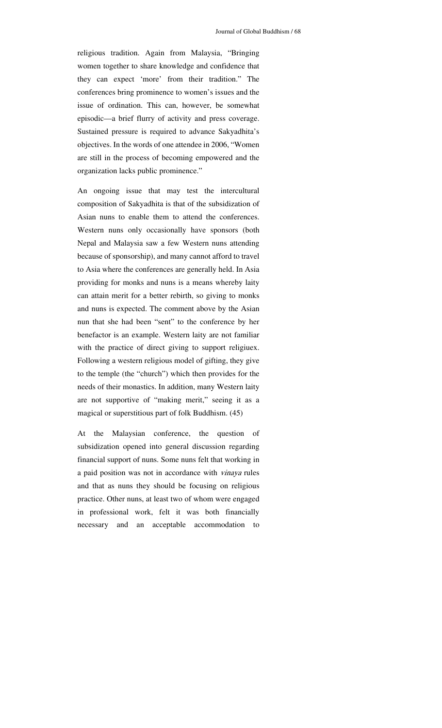religious tradition. Again from Malaysia, "Bringing women together to share knowledge and confidence that they can expect 'more' from their tradition." The conferences bring prominence to women's issues and the issue of ordination. This can, however, be somewhat episodic—a brief flurry of activity and press coverage. Sustained pressure is required to advance Sakyadhita's objectives. In the words of one attendee in 2006, "Women are still in the process of becoming empowered and the organization lacks public prominence."

An ongoing issue that may test the intercultural composition of Sakyadhita is that of the subsidization of Asian nuns to enable them to attend the conferences. Western nuns only occasionally have sponsors (both Nepal and Malaysia saw a few Western nuns attending because of sponsorship), and many cannot afford to travel to Asia where the conferences are generally held. In Asia providing for monks and nuns is a means whereby laity can attain merit for a better rebirth, so giving to monks and nuns is expected. The comment above by the Asian nun that she had been "sent" to the conference by her benefactor is an example. Western laity are not familiar with the practice of direct giving to support religiuex. Following a western religious model of gifting, they give to the temple (the "church") which then provides for the needs of their monastics. In addition, many Western laity are not supportive of "making merit," seeing it as a magical or superstitious part of folk Buddhism. (45)

At the Malaysian conference, the question of subsidization opened into general discussion regarding financial support of nuns. Some nuns felt that working in a paid position was not in accordance with *vinaya* rules and that as nuns they should be focusing on religious practice. Other nuns, at least two of whom were engaged in professional work, felt it was both financially necessary and an acceptable accommodation to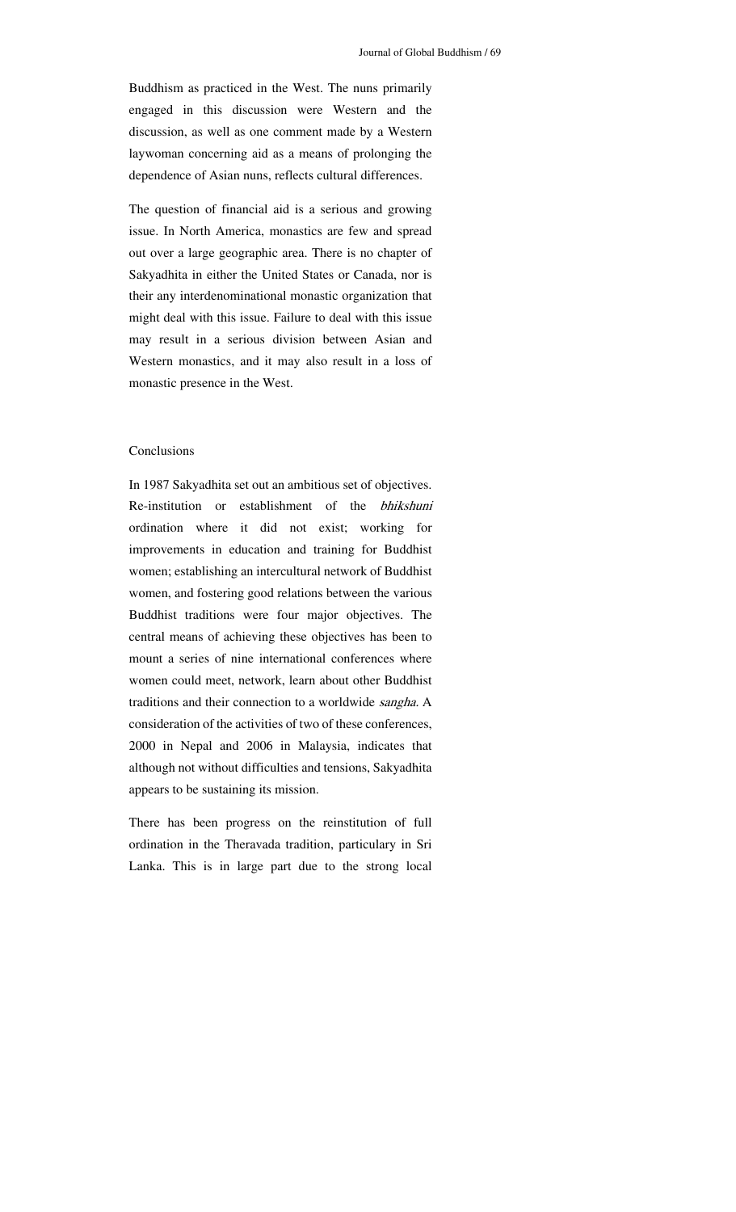Buddhism as practiced in the West. The nuns primarily engaged in this discussion were Western and the discussion, as well as one comment made by a Western laywoman concerning aid as a means of prolonging the dependence of Asian nuns, reflects cultural differences.

The question of financial aid is a serious and growing issue. In North America, monastics are few and spread out over a large geographic area. There is no chapter of Sakyadhita in either the United States or Canada, nor is their any interdenominational monastic organization that might deal with this issue. Failure to deal with this issue may result in a serious division between Asian and Western monastics, and it may also result in a loss of monastic presence in the West.

## Conclusions

In 1987 Sakyadhita set out an ambitious set of objectives. Re-institution or establishment of the *bhikshuni* ordination where it did not exist; working for improvements in education and training for Buddhist women; establishing an intercultural network of Buddhist women, and fostering good relations between the various Buddhist traditions were four major objectives. The central means of achieving these objectives has been to mount a series of nine international conferences where women could meet, network, learn about other Buddhist traditions and their connection to a worldwide *sangha*. A consideration of the activities of two of these conferences, 2000 in Nepal and 2006 in Malaysia, indicates that although not without difficulties and tensions, Sakyadhita appears to be sustaining its mission.

There has been progress on the reinstitution of full ordination in the Theravada tradition, particulary in Sri Lanka. This is in large part due to the strong local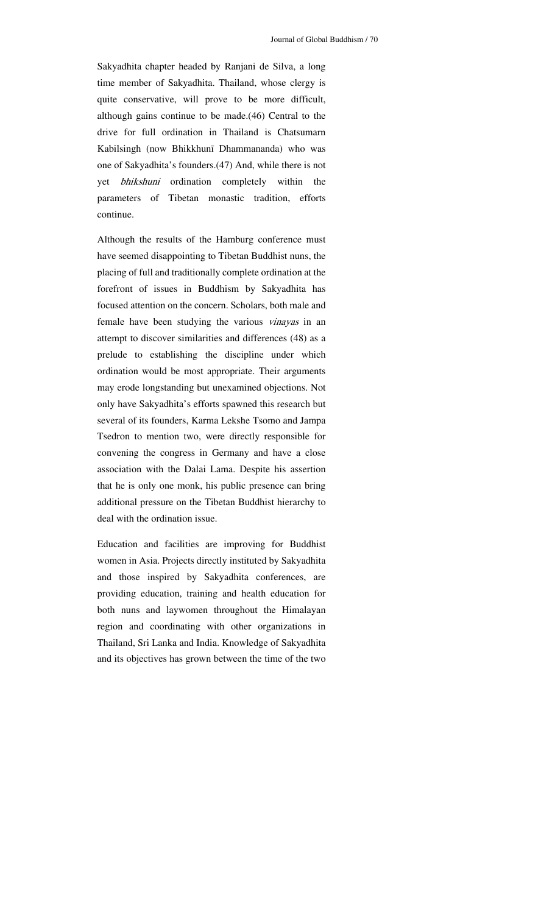Sakyadhita chapter headed by Ranjani de Silva, a long time member of Sakyadhita. Thailand, whose clergy is quite conservative, will prove to be more difficult, although gains continue to be made.(46) Central to the drive for full ordination in Thailand is Chatsumarn Kabilsingh (now Bhikkhunī Dhammananda) who was one of Sakyadhita's founders.(47) And, while there is not yet *bhikshuni* ordination completely within the parameters of Tibetan monastic tradition, efforts continue.

Although the results of the Hamburg conference must have seemed disappointing to Tibetan Buddhist nuns, the placing of full and traditionally complete ordination at the forefront of issues in Buddhism by Sakyadhita has focused attention on the concern. Scholars, both male and female have been studying the various *vinayas* in an attempt to discover similarities and differences (48) as a prelude to establishing the discipline under which ordination would be most appropriate. Their arguments may erode longstanding but unexamined objections. Not only have Sakyadhita's efforts spawned this research but several of its founders, Karma Lekshe Tsomo and Jampa Tsedron to mention two, were directly responsible for convening the congress in Germany and have a close association with the Dalai Lama. Despite his assertion that he is only one monk, his public presence can bring additional pressure on the Tibetan Buddhist hierarchy to deal with the ordination issue.

Education and facilities are improving for Buddhist women in Asia. Projects directly instituted by Sakyadhita and those inspired by Sakyadhita conferences, are providing education, training and health education for both nuns and laywomen throughout the Himalayan region and coordinating with other organizations in Thailand, Sri Lanka and India. Knowledge of Sakyadhita and its objectives has grown between the time of the two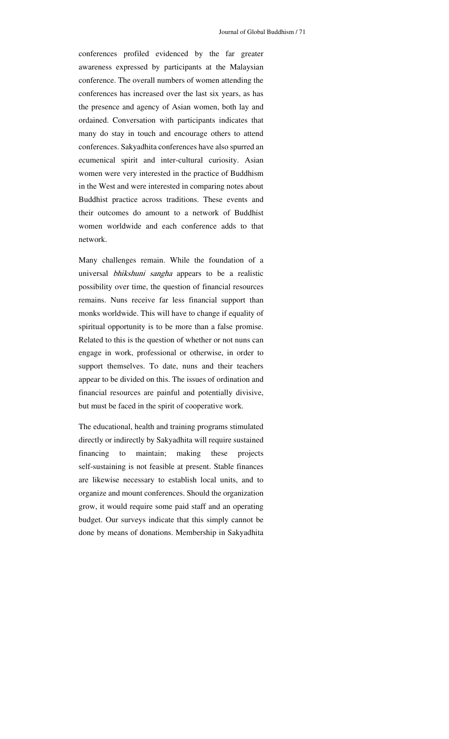conferences profiled evidenced by the far greater awareness expressed by participants at the Malaysian conference. The overall numbers of women attending the conferences has increased over the last six years, as has the presence and agency of Asian women, both lay and ordained. Conversation with participants indicates that many do stay in touch and encourage others to attend conferences. Sakyadhita conferences have also spurred an ecumenical spirit and inter-cultural curiosity. Asian women were very interested in the practice of Buddhism in the West and were interested in comparing notes about Buddhist practice across traditions. These events and their outcomes do amount to a network of Buddhist women worldwide and each conference adds to that network.

Many challenges remain. While the foundation of a universal *bhikshuni sangha* appears to be a realistic possibility over time, the question of financial resources remains. Nuns receive far less financial support than monks worldwide. This will have to change if equality of spiritual opportunity is to be more than a false promise. Related to this is the question of whether or not nuns can engage in work, professional or otherwise, in order to support themselves. To date, nuns and their teachers appear to be divided on this. The issues of ordination and financial resources are painful and potentially divisive, but must be faced in the spirit of cooperative work.

The educational, health and training programs stimulated directly or indirectly by Sakyadhita will require sustained financing to maintain; making these projects self-sustaining is not feasible at present. Stable finances are likewise necessary to establish local units, and to organize and mount conferences. Should the organization grow, it would require some paid staff and an operating budget. Our surveys indicate that this simply cannot be done by means of donations. Membership in Sakyadhita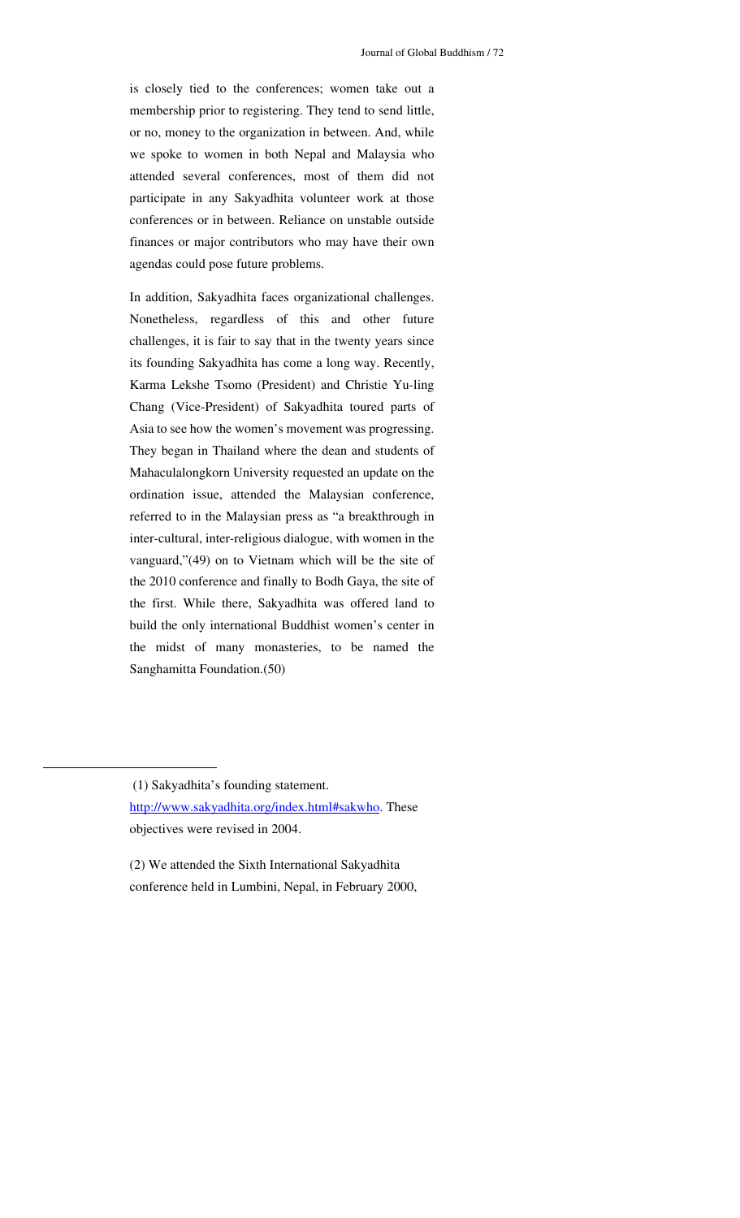is closely tied to the conferences; women take out a membership prior to registering. They tend to send little, or no, money to the organization in between. And, while we spoke to women in both Nepal and Malaysia who attended several conferences, most of them did not participate in any Sakyadhita volunteer work at those conferences or in between. Reliance on unstable outside finances or major contributors who may have their own agendas could pose future problems.

In addition, Sakyadhita faces organizational challenges. Nonetheless, regardless of this and other future challenges, it is fair to say that in the twenty years since its founding Sakyadhita has come a long way. Recently, Karma Lekshe Tsomo (President) and Christie Yu-ling Chang (Vice-President) of Sakyadhita toured parts of Asia to see how the women's movement was progressing. They began in Thailand where the dean and students of Mahaculalongkorn University requested an update on the ordination issue, attended the Malaysian conference, referred to in the Malaysian press as "a breakthrough in inter-cultural, inter-religious dialogue, with women in the vanguard,"(49) on to Vietnam which will be the site of the 2010 conference and finally to Bodh Gaya, the site of the first. While there, Sakyadhita was offered land to build the only international Buddhist women's center in the midst of many monasteries, to be named the Sanghamitta Foundation.(50)

---

(1) Sakyadhita's founding statement. http://www.sakyadhita.org/index.html#sakwho. These objectives were revised in 2004.

(2) We attended the Sixth International Sakyadhita conference held in Lumbini, Nepal, in February 2000,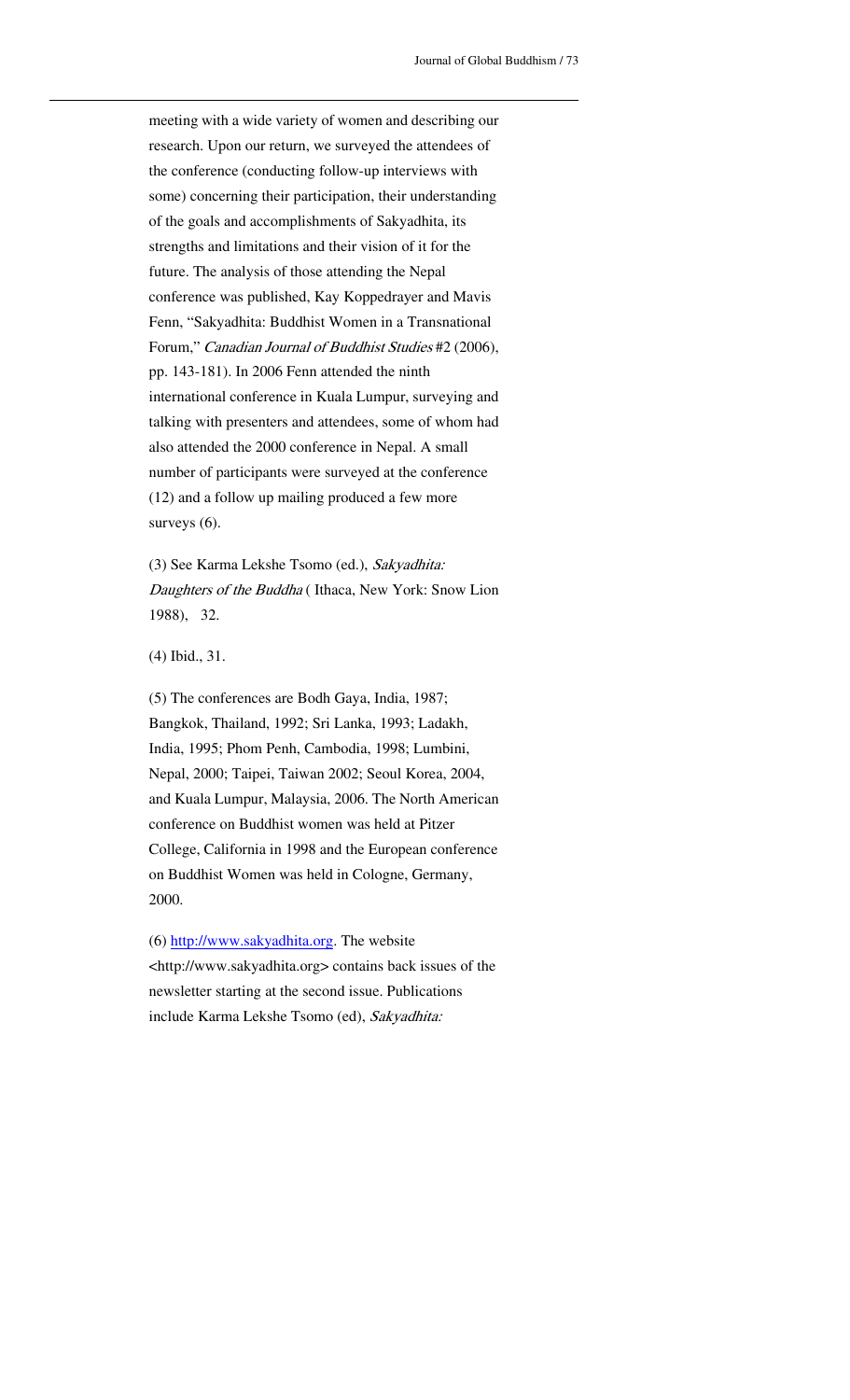meeting with a wide variety of women and describing our research. Upon our return, we surveyed the attendees of the conference (conducting follow-up interviews with some) concerning their participation, their understanding of the goals and accomplishments of Sakyadhita, its strengths and limitations and their vision of it for the future. The analysis of those attending the Nepal conference was published, Kay Koppedrayer and Mavis Fenn, "Sakyadhita: Buddhist Women in a Transnational Forum," *Canadian Journal of Buddhist Studies* #2 (2006), pp. 143-181). In 2006 Fenn attended the ninth international conference in Kuala Lumpur, surveying and talking with presenters and attendees, some of whom had also attended the 2000 conference in Nepal. A small number of participants were surveyed at the conference (12) and a follow up mailing produced a few more surveys (6).

(3) See Karma Lekshe Tsomo (ed.), *Sakyadhita: Daughters of the Buddha* ( Ithaca, New York: Snow Lion 1988), 32.

(4) Ibid., 31.

(5) The conferences are Bodh Gaya, India, 1987; Bangkok, Thailand, 1992; Sri Lanka, 1993; Ladakh, India, 1995; Phom Penh, Cambodia, 1998; Lumbini, Nepal, 2000; Taipei, Taiwan 2002; Seoul Korea, 2004, and Kuala Lumpur, Malaysia, 2006. The North American conference on Buddhist women was held at Pitzer College, California in 1998 and the European conference on Buddhist Women was held in Cologne, Germany, 2000.

(6) [http://www.sakyadhita.org](http://www.sakyadhita.org). The website <http://www.sakyadhita.org> contains back issues of the newsletter starting at the second issue. Publications include Karma Lekshe Tsomo (ed), *Sakyadhita:*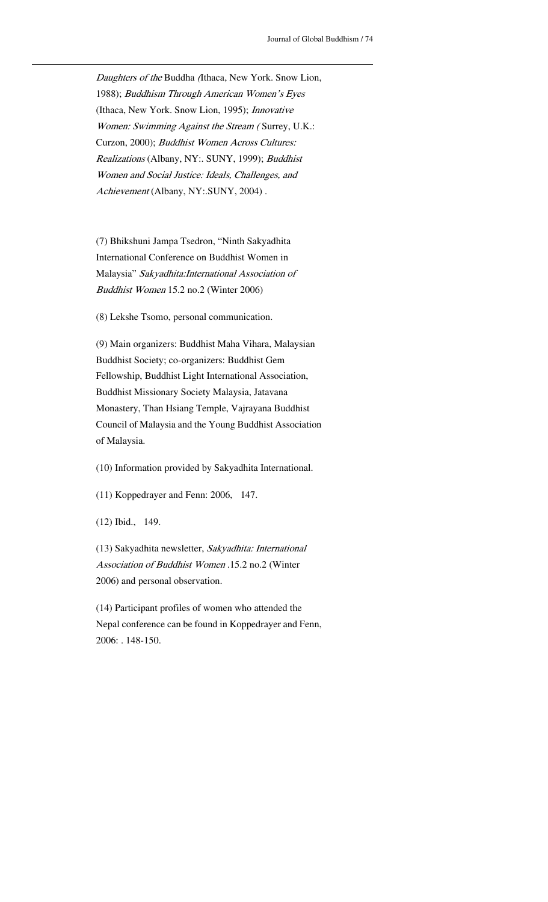*Daughters of the* Buddha *(*Ithaca, New York. Snow Lion, 1988); *Buddhism Through American Women's Eyes* (Ithaca, New York. Snow Lion, 1995); *Innovative Women: Swimming Against the Stream (* Surrey, U.K.: Curzon, 2000); *Buddhist Women Across Cultures: Realizations* (Albany, NY:. SUNY, 1999); *Buddhist Women and Social Justice: Ideals, Challenges, and Achievement* (Albany, NY:.SUNY, 2004) .

(7) Bhikshuni Jampa Tsedron, "Ninth Sakyadhita International Conference on Buddhist Women in Malaysia" *Sakyadhita:International Association of Buddhist Women* 15.2 no.2 (Winter 2006)

(8) Lekshe Tsomo, personal communication.

(9) Main organizers: Buddhist Maha Vihara, Malaysian Buddhist Society; co-organizers: Buddhist Gem Fellowship, Buddhist Light International Association, Buddhist Missionary Society Malaysia, Jatavana Monastery, Than Hsiang Temple, Vajrayana Buddhist Council of Malaysia and the Young Buddhist Association of Malaysia.

(10) Information provided by Sakyadhita International.

(11) Koppedrayer and Fenn: 2006, 147.

(12) Ibid., 149.

(13) Sakyadhita newsletter, *Sakyadhita: International Association of Buddhist Women* .15.2 no.2 (Winter 2006) and personal observation.

(14) Participant profiles of women who attended the Nepal conference can be found in Koppedrayer and Fenn, 2006: . 148-150.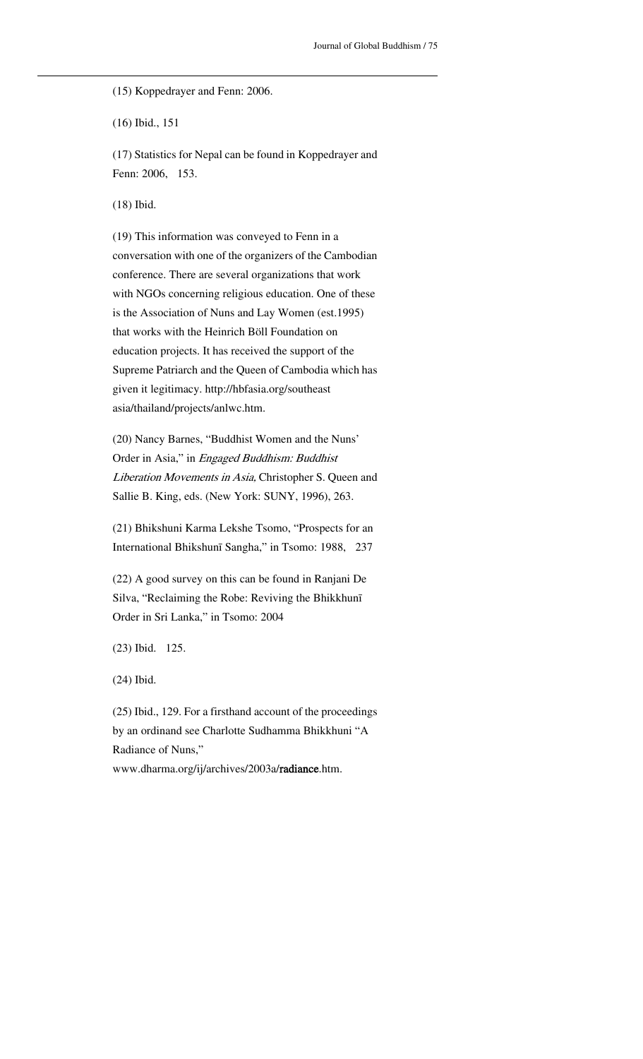(15) Koppedrayer and Fenn: 2006.

(16) Ibid., 151

(17) Statistics for Nepal can be found in Koppedrayer and Fenn: 2006, 153.

(18) Ibid.

(19) This information was conveyed to Fenn in a conversation with one of the organizers of the Cambodian conference. There are several organizations that work with NGOs concerning religious education. One of these is the Association of Nuns and Lay Women (est.1995) that works with the Heinrich Böll Foundation on education projects. It has received the support of the Supreme Patriarch and the Queen of Cambodia which has given it legitimacy. http://hbfasia.org/southeast asia/thailand/projects/anlwc.htm.

(20) Nancy Barnes, "Buddhist Women and the Nuns' Order in Asia," in *Engaged Buddhism: Buddhist Liberation Movements in Asia,* Christopher S. Queen and Sallie B. King, eds. (New York: SUNY, 1996), 263.

(21) Bhikshuni Karma Lekshe Tsomo, "Prospects for an International Bhikshunī Sangha," in Tsomo: 1988, 237

(22) A good survey on this can be found in Ranjani De Silva, "Reclaiming the Robe: Reviving the Bhikkhunī Order in Sri Lanka," in Tsomo: 2004

(23) Ibid. 125.

(24) Ibid.

(25) Ibid., 129. For a firsthand account of the proceedings by an ordinand see Charlotte Sudhamma Bhikkhuni "A Radiance of Nuns," www.dharma.org/ij/archives/2003a/**radiance**.htm.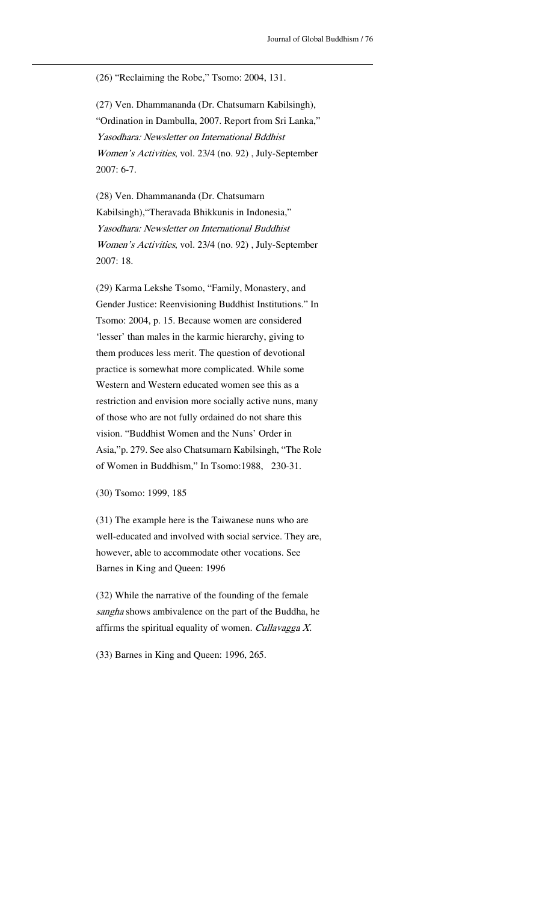(26) "Reclaiming the Robe," Tsomo: 2004, 131.

(27) Ven. Dhammananda (Dr. Chatsumarn Kabilsingh), "Ordination in Dambulla, 2007. Report from Sri Lanka," *Yasodhara: Newsletter on International Bddhist Women's Activities*, vol. 23/4 (no. 92) , July-September 2007: 6-7.

(28) Ven. Dhammananda (Dr. Chatsumarn Kabilsingh),"Theravada Bhikkunis in Indonesia," *Yasodhara: Newsletter on International Buddhist Women's Activities*, vol. 23/4 (no. 92) , July-September 2007: 18.

(29) Karma Lekshe Tsomo, "Family, Monastery, and Gender Justice: Reenvisioning Buddhist Institutions." In Tsomo: 2004, p. 15. Because women are considered 'lesser' than males in the karmic hierarchy, giving to them produces less merit. The question of devotional practice is somewhat more complicated. While some Western and Western educated women see this as a restriction and envision more socially active nuns, many of those who are not fully ordained do not share this vision. "Buddhist Women and the Nuns' Order in Asia,"p. 279. See also Chatsumarn Kabilsingh, "The Role of Women in Buddhism," In Tsomo:1988, 230-31.

(30) Tsomo: 1999, 185

(31) The example here is the Taiwanese nuns who are well-educated and involved with social service. They are, however, able to accommodate other vocations. See Barnes in King and Queen: 1996

(32) While the narrative of the founding of the female *sangha* shows ambivalence on the part of the Buddha, he affirms the spiritual equality of women. *Cullavagga X.*

(33) Barnes in King and Queen: 1996, 265.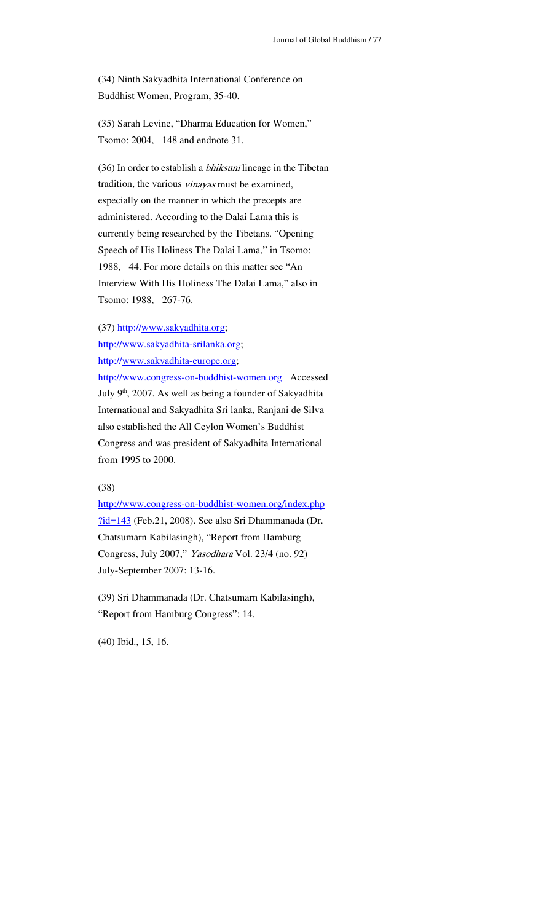(34) Ninth Sakyadhita International Conference on Buddhist Women, Program, 35-40.

(35) Sarah Levine, "Dharma Education for Women," Tsomo: 2004, 148 and endnote 31.

(36) In order to establish a *bhiksunī* lineage in the Tibetan tradition, the various *vinayas* must be examined, especially on the manner in which the precepts are administered. According to the Dalai Lama this is currently being researched by the Tibetans. "Opening Speech of His Holiness The Dalai Lama," in Tsomo: 1988, 44. For more details on this matter see "An Interview With His Holiness The Dalai Lama," also in Tsomo: 1988, 267-76.

(37) http://www.sakyadhita.org; http://www.sakyadhita-srilanka.org; http://www.sakyadhita-europe.org; http://www.congress-on-buddhist-women.org Accessed July 9th, 2007. As well as being a founder of Sakyadhita International and Sakyadhita Sri lanka, Ranjani de Silva also established the All Ceylon Women's Buddhist Congress and was president of Sakyadhita International from 1995 to 2000.

(38) http://www.congress-on-buddhist-women.org/index.php?id=143 (Feb.21, 2008). See also Sri Dhammanada (Dr. Chatsumarn Kabilasingh), "Report from Hamburg Congress, July 2007," *Yasodhara* Vol. 23/4 (no. 92) July-September 2007: 13-16.

(39) Sri Dhammanada (Dr. Chatsumarn Kabilasingh), "Report from Hamburg Congress": 14.

(40) Ibid., 15, 16.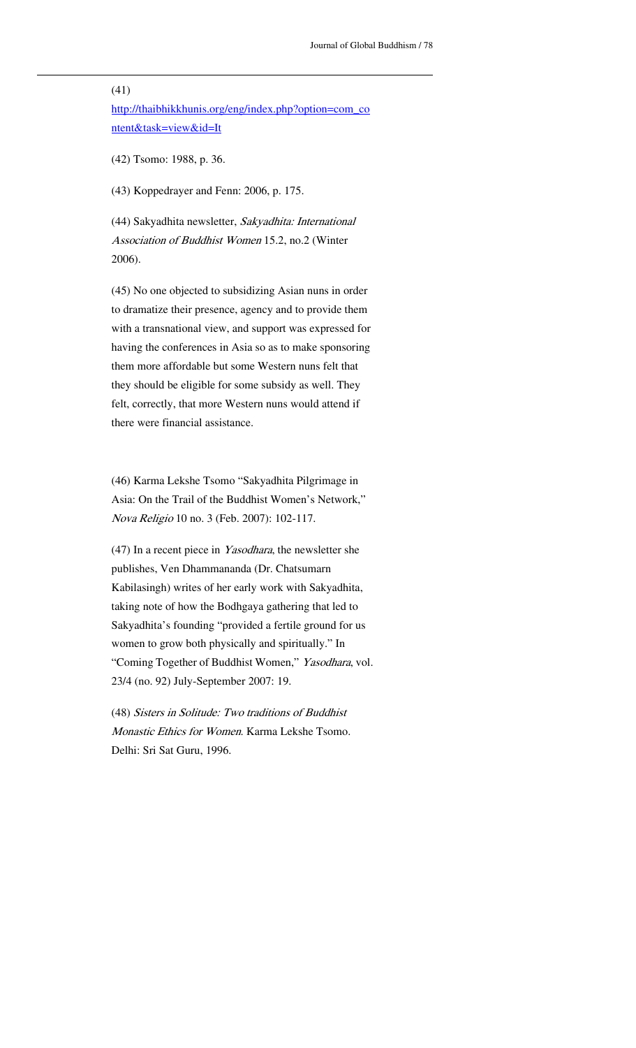(41)
http://thaibhikkhunis.org/eng/index.php?option=com_content&task=view&id=It

(42) Tsomo: 1988, p. 36.

(43) Koppedrayer and Fenn: 2006, p. 175.

(44) Sakyadhita newsletter, *Sakyadhita: International Association of Buddhist Women* 15.2, no.2 (Winter 2006).

(45) No one objected to subsidizing Asian nuns in order to dramatize their presence, agency and to provide them with a transnational view, and support was expressed for having the conferences in Asia so as to make sponsoring them more affordable but some Western nuns felt that they should be eligible for some subsidy as well. They felt, correctly, that more Western nuns would attend if there were financial assistance.

(46) Karma Lekshe Tsomo "Sakyadhita Pilgrimage in Asia: On the Trail of the Buddhist Women's Network," *Nova Religio* 10 no. 3 (Feb. 2007): 102-117.

(47) In a recent piece in *Yasodhara*, the newsletter she publishes, Ven Dhammananda (Dr. Chatsumarn Kabilasingh) writes of her early work with Sakyadhita, taking note of how the Bodhgaya gathering that led to Sakyadhita's founding "provided a fertile ground for us women to grow both physically and spiritually." In "Coming Together of Buddhist Women," *Yasodhara*, vol. 23/4 (no. 92) July-September 2007: 19.

(48) *Sisters in Solitude: Two traditions of Buddhist Monastic Ethics for Women*. Karma Lekshe Tsomo. Delhi: Sri Sat Guru, 1996.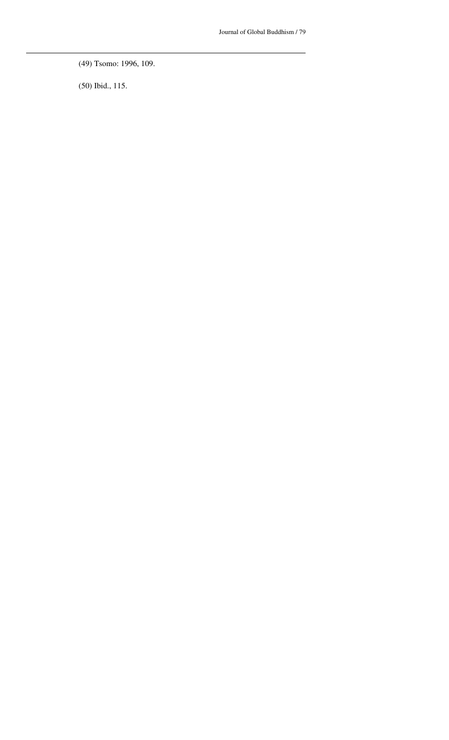(49) Tsomo: 1996, 109.

(50) Ibid., 115.